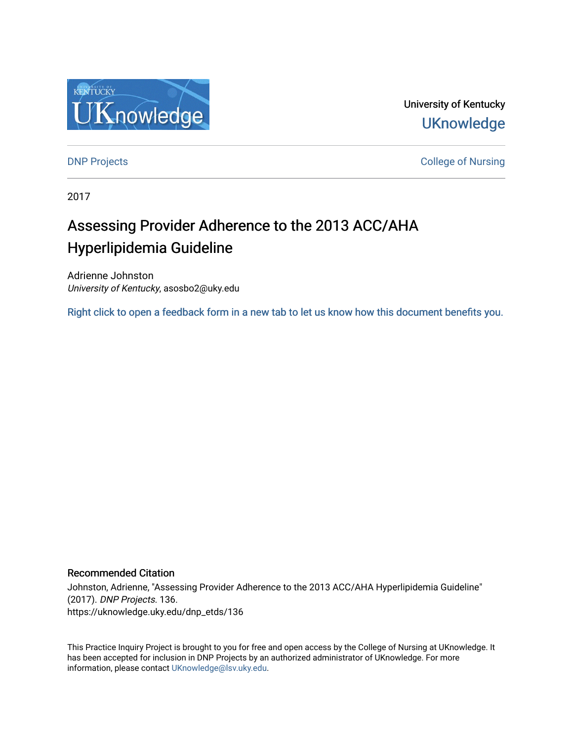University of Kentucky

UKnowledge

DNP Projects

College of Nursing

2017

# Assessing Provider Adherence to the 2013 ACC/AHA Hyperlipidemia Guideline

Adrienne Johnston
*University of Kentucky*, asosbo2@uky.edu

Right click to open a feedback form in a new tab to let us know how this document benefits you.

## Recommended Citation

Johnston, Adrienne, "Assessing Provider Adherence to the 2013 ACC/AHA Hyperlipidemia Guideline" (2017). *DNP Projects*. 136.
https://uknowledge.uky.edu/dnp_etds/136

This Practice Inquiry Project is brought to you for free and open access by the College of Nursing at UKnowledge. It has been accepted for inclusion in DNP Projects by an authorized administrator of UKnowledge. For more information, please contact UKnowledge@lsv.uky.edu.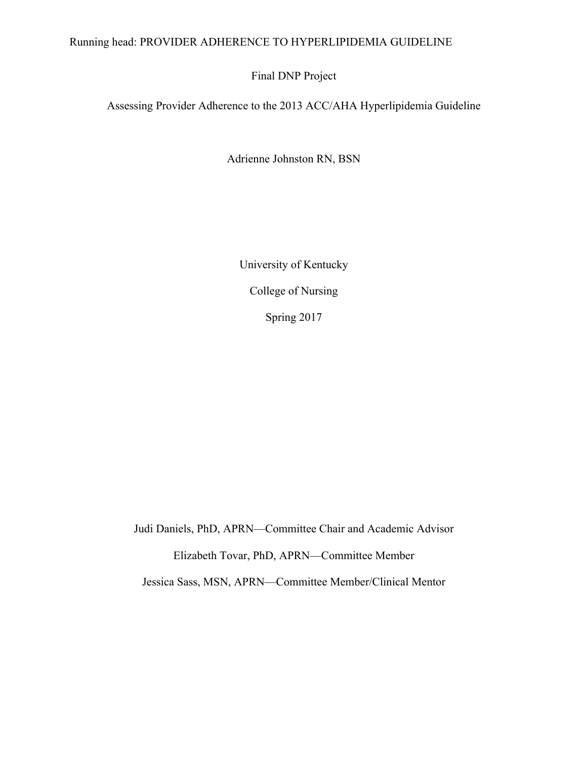Final DNP Project

# Assessing Provider Adherence to the 2013 ACC/AHA Hyperlipidemia Guideline

Adrienne Johnston RN, BSN

University of Kentucky

College of Nursing

Spring 2017

Judi Daniels, PhD, APRN—Committee Chair and Academic Advisor

Elizabeth Tovar, PhD, APRN—Committee Member

Jessica Sass, MSN, APRN—Committee Member/Clinical Mentor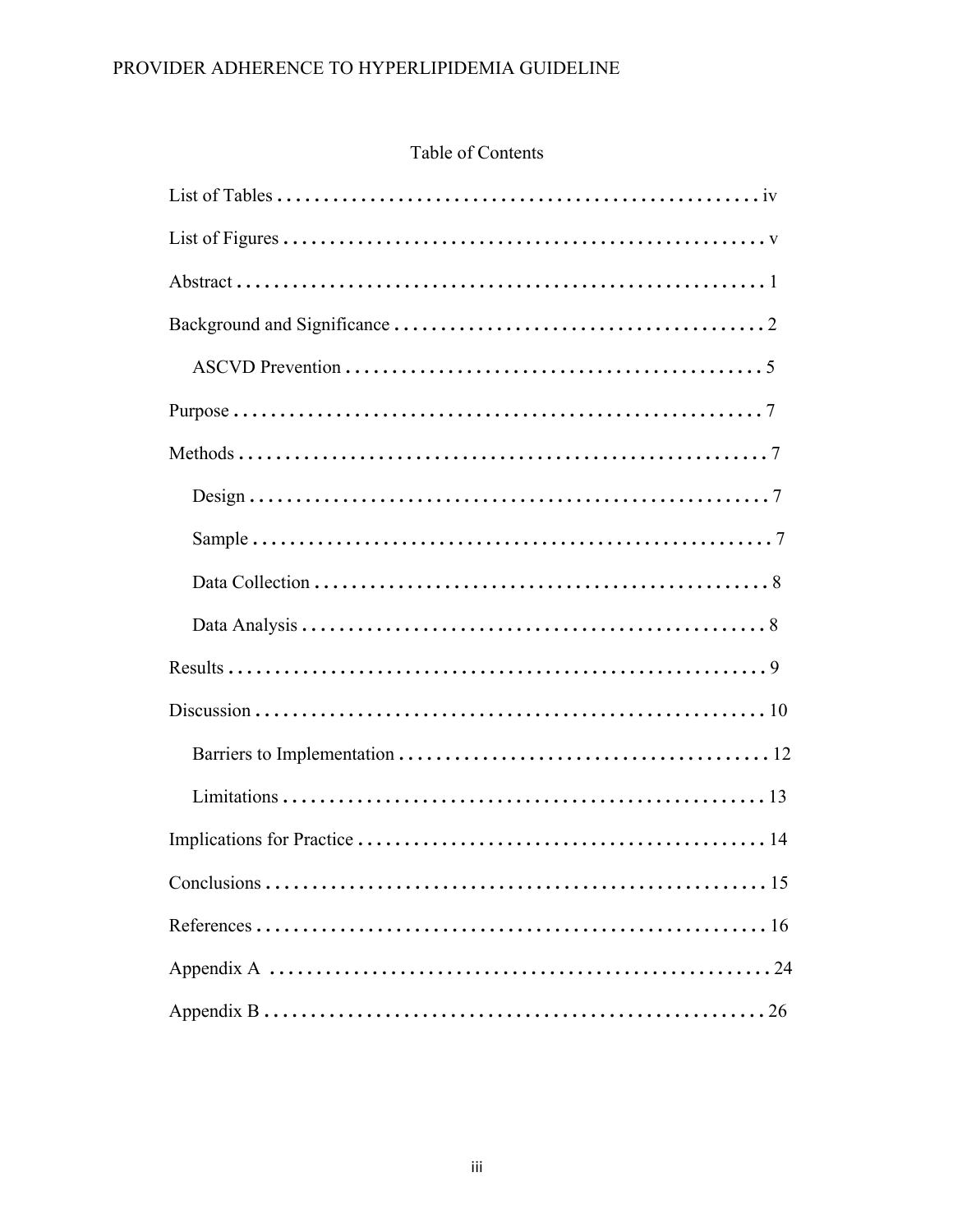## Table of Contents

List of Tables . . . . . . . . . . . . . . . . . . . . . . . . . . . . . . . . . . . . . . . . . . . . . . . . . . . iv

List of Figures . . . . . . . . . . . . . . . . . . . . . . . . . . . . . . . . . . . . . . . . . . . . . . . . . . v

Abstract . . . . . . . . . . . . . . . . . . . . . . . . . . . . . . . . . . . . . . . . . . . . . . . . . . . . . . 1

Background and Significance . . . . . . . . . . . . . . . . . . . . . . . . . . . . . . . . . . . . . . . 2

  ASCVD Prevention . . . . . . . . . . . . . . . . . . . . . . . . . . . . . . . . . . . . . . . . . . . . 5

Purpose . . . . . . . . . . . . . . . . . . . . . . . . . . . . . . . . . . . . . . . . . . . . . . . . . . . . . . 7

Methods . . . . . . . . . . . . . . . . . . . . . . . . . . . . . . . . . . . . . . . . . . . . . . . . . . . . . . 7

  Design . . . . . . . . . . . . . . . . . . . . . . . . . . . . . . . . . . . . . . . . . . . . . . . . . . . . . 7

  Sample . . . . . . . . . . . . . . . . . . . . . . . . . . . . . . . . . . . . . . . . . . . . . . . . . . . . . 7

  Data Collection . . . . . . . . . . . . . . . . . . . . . . . . . . . . . . . . . . . . . . . . . . . . . . . 8

  Data Analysis . . . . . . . . . . . . . . . . . . . . . . . . . . . . . . . . . . . . . . . . . . . . . . . . 8

Results . . . . . . . . . . . . . . . . . . . . . . . . . . . . . . . . . . . . . . . . . . . . . . . . . . . . . . . 9

Discussion . . . . . . . . . . . . . . . . . . . . . . . . . . . . . . . . . . . . . . . . . . . . . . . . . . . . . 10

  Barriers to Implementation . . . . . . . . . . . . . . . . . . . . . . . . . . . . . . . . . . . . . . . 12

  Limitations . . . . . . . . . . . . . . . . . . . . . . . . . . . . . . . . . . . . . . . . . . . . . . . . . . 13

Implications for Practice . . . . . . . . . . . . . . . . . . . . . . . . . . . . . . . . . . . . . . . . . . . 14

Conclusions . . . . . . . . . . . . . . . . . . . . . . . . . . . . . . . . . . . . . . . . . . . . . . . . . . . . 15

References . . . . . . . . . . . . . . . . . . . . . . . . . . . . . . . . . . . . . . . . . . . . . . . . . . . . . 16

Appendix A . . . . . . . . . . . . . . . . . . . . . . . . . . . . . . . . . . . . . . . . . . . . . . . . . . . . 24

Appendix B . . . . . . . . . . . . . . . . . . . . . . . . . . . . . . . . . . . . . . . . . . . . . . . . . . . . 26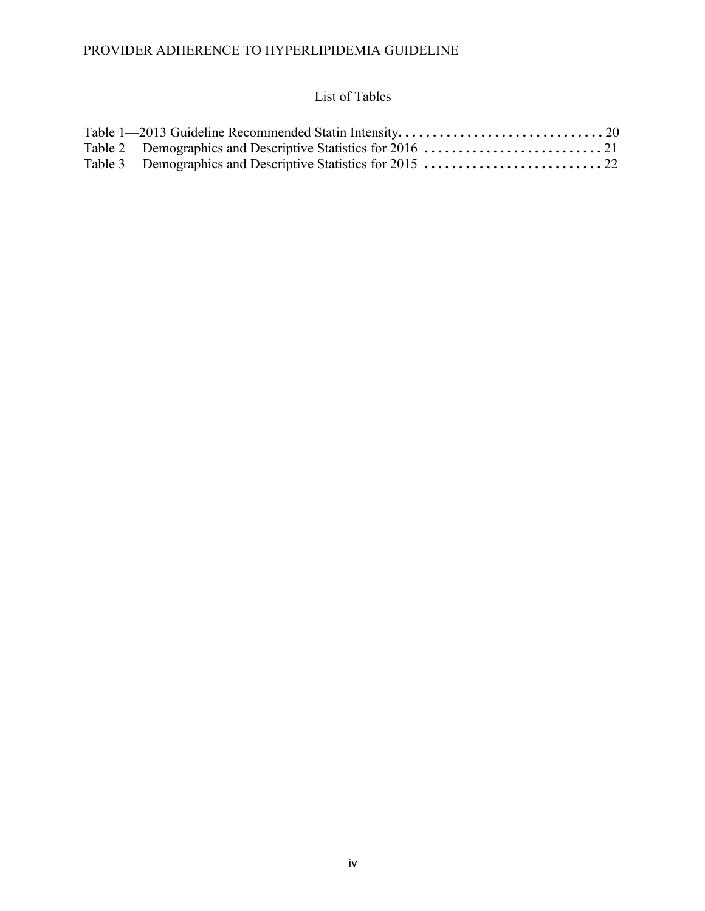# List of Tables

Table 1—2013 Guideline Recommended Statin Intensity. . . . . . . . . . . . . . . . . . . . . . . . . . . . . . . 20
Table 2— Demographics and Descriptive Statistics for 2016 . . . . . . . . . . . . . . . . . . . . . . . . . . 21
Table 3— Demographics and Descriptive Statistics for 2015 . . . . . . . . . . . . . . . . . . . . . . . . . . 22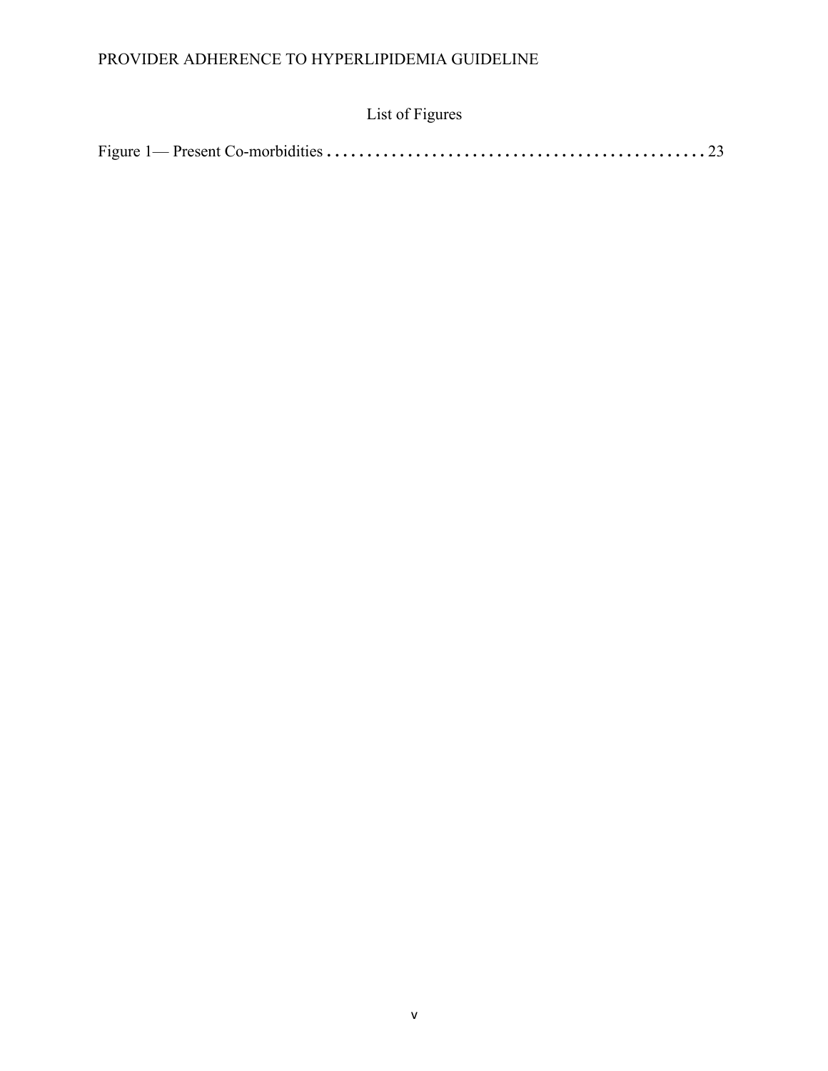# List of Figures

Figure 1— Present Co-morbidities ............................................... 23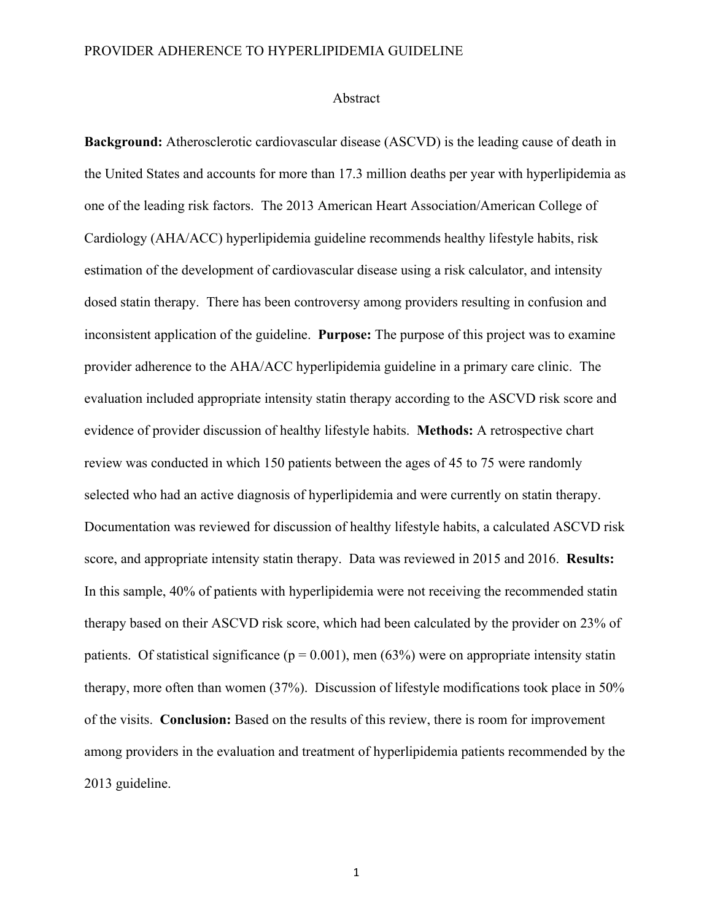# Abstract

**Background:** Atherosclerotic cardiovascular disease (ASCVD) is the leading cause of death in the United States and accounts for more than 17.3 million deaths per year with hyperlipidemia as one of the leading risk factors. The 2013 American Heart Association/American College of Cardiology (AHA/ACC) hyperlipidemia guideline recommends healthy lifestyle habits, risk estimation of the development of cardiovascular disease using a risk calculator, and intensity dosed statin therapy. There has been controversy among providers resulting in confusion and inconsistent application of the guideline. **Purpose:** The purpose of this project was to examine provider adherence to the AHA/ACC hyperlipidemia guideline in a primary care clinic. The evaluation included appropriate intensity statin therapy according to the ASCVD risk score and evidence of provider discussion of healthy lifestyle habits. **Methods:** A retrospective chart review was conducted in which 150 patients between the ages of 45 to 75 were randomly selected who had an active diagnosis of hyperlipidemia and were currently on statin therapy. Documentation was reviewed for discussion of healthy lifestyle habits, a calculated ASCVD risk score, and appropriate intensity statin therapy. Data was reviewed in 2015 and 2016. **Results:** In this sample, 40% of patients with hyperlipidemia were not receiving the recommended statin therapy based on their ASCVD risk score, which had been calculated by the provider on 23% of patients. Of statistical significance ($p = 0.001$), men (63%) were on appropriate intensity statin therapy, more often than women (37%). Discussion of lifestyle modifications took place in 50% of the visits. **Conclusion:** Based on the results of this review, there is room for improvement among providers in the evaluation and treatment of hyperlipidemia patients recommended by the 2013 guideline.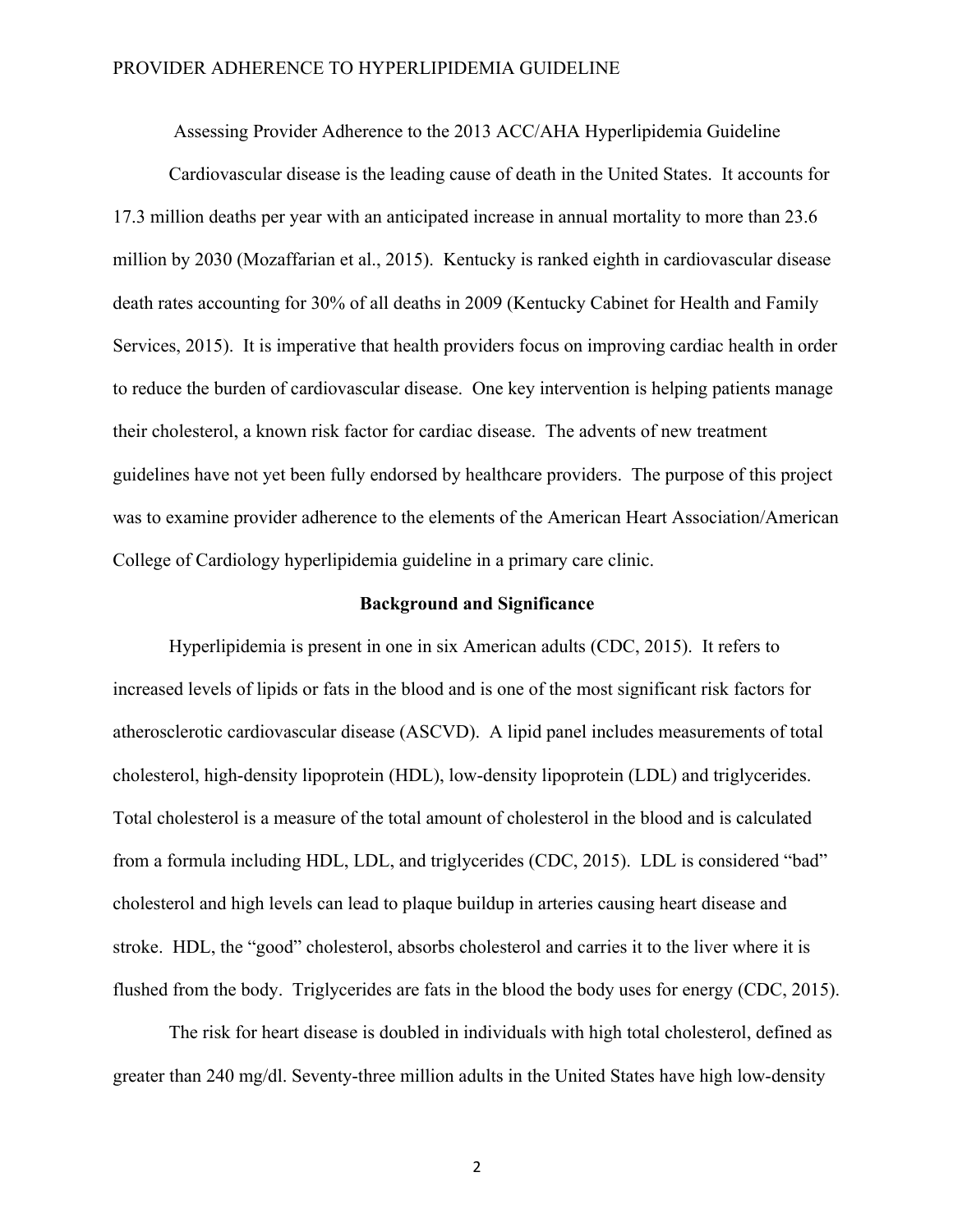Assessing Provider Adherence to the 2013 ACC/AHA Hyperlipidemia Guideline

Cardiovascular disease is the leading cause of death in the United States. It accounts for 17.3 million deaths per year with an anticipated increase in annual mortality to more than 23.6 million by 2030 (Mozaffarian et al., 2015). Kentucky is ranked eighth in cardiovascular disease death rates accounting for 30% of all deaths in 2009 (Kentucky Cabinet for Health and Family Services, 2015). It is imperative that health providers focus on improving cardiac health in order to reduce the burden of cardiovascular disease. One key intervention is helping patients manage their cholesterol, a known risk factor for cardiac disease. The advents of new treatment guidelines have not yet been fully endorsed by healthcare providers. The purpose of this project was to examine provider adherence to the elements of the American Heart Association/American College of Cardiology hyperlipidemia guideline in a primary care clinic.

## Background and Significance

Hyperlipidemia is present in one in six American adults (CDC, 2015). It refers to increased levels of lipids or fats in the blood and is one of the most significant risk factors for atherosclerotic cardiovascular disease (ASCVD). A lipid panel includes measurements of total cholesterol, high-density lipoprotein (HDL), low-density lipoprotein (LDL) and triglycerides. Total cholesterol is a measure of the total amount of cholesterol in the blood and is calculated from a formula including HDL, LDL, and triglycerides (CDC, 2015). LDL is considered "bad" cholesterol and high levels can lead to plaque buildup in arteries causing heart disease and stroke. HDL, the "good" cholesterol, absorbs cholesterol and carries it to the liver where it is flushed from the body. Triglycerides are fats in the blood the body uses for energy (CDC, 2015).

The risk for heart disease is doubled in individuals with high total cholesterol, defined as greater than 240 mg/dl. Seventy-three million adults in the United States have high low-density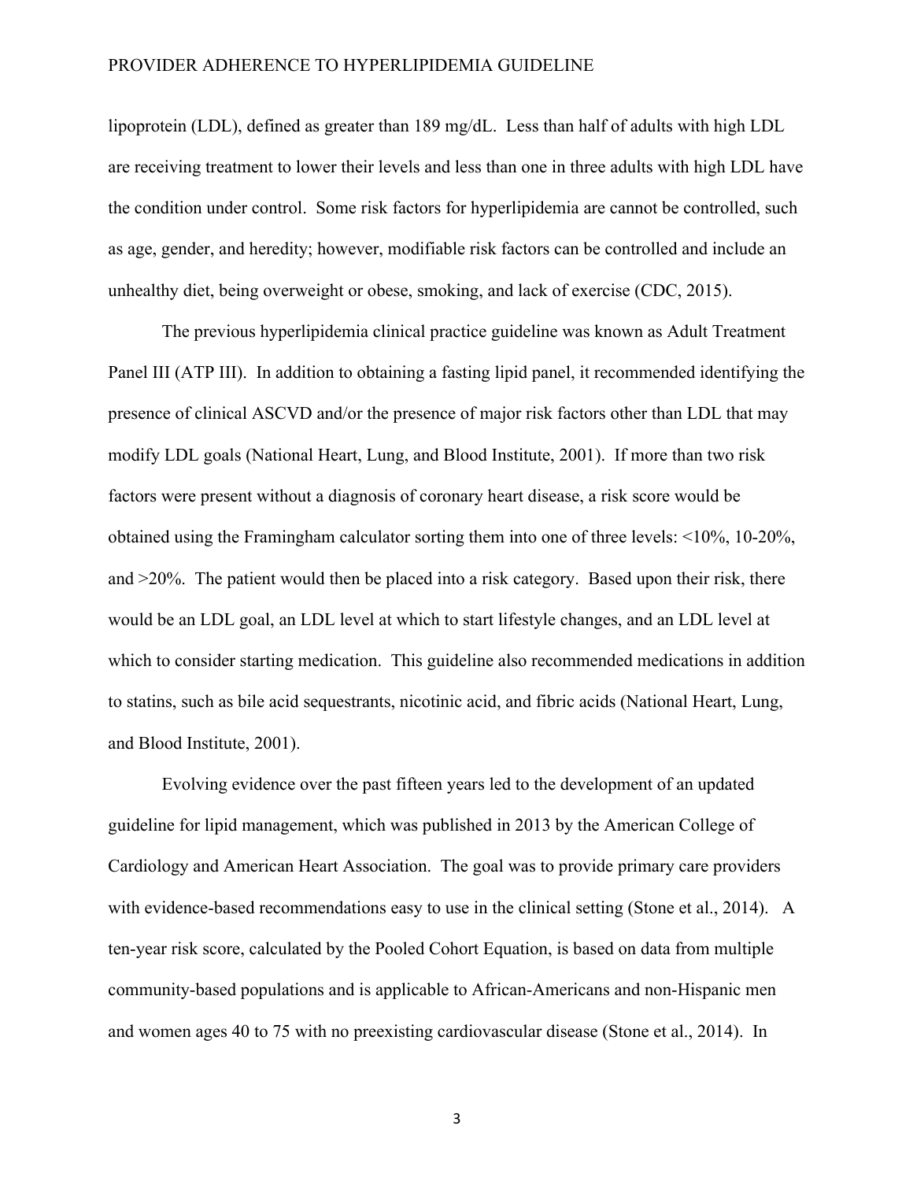lipoprotein (LDL), defined as greater than 189 mg/dL. Less than half of adults with high LDL are receiving treatment to lower their levels and less than one in three adults with high LDL have the condition under control. Some risk factors for hyperlipidemia are cannot be controlled, such as age, gender, and heredity; however, modifiable risk factors can be controlled and include an unhealthy diet, being overweight or obese, smoking, and lack of exercise (CDC, 2015).

The previous hyperlipidemia clinical practice guideline was known as Adult Treatment Panel III (ATP III). In addition to obtaining a fasting lipid panel, it recommended identifying the presence of clinical ASCVD and/or the presence of major risk factors other than LDL that may modify LDL goals (National Heart, Lung, and Blood Institute, 2001). If more than two risk factors were present without a diagnosis of coronary heart disease, a risk score would be obtained using the Framingham calculator sorting them into one of three levels: <10%, 10-20%, and >20%. The patient would then be placed into a risk category. Based upon their risk, there would be an LDL goal, an LDL level at which to start lifestyle changes, and an LDL level at which to consider starting medication. This guideline also recommended medications in addition to statins, such as bile acid sequestrants, nicotinic acid, and fibric acids (National Heart, Lung, and Blood Institute, 2001).

Evolving evidence over the past fifteen years led to the development of an updated guideline for lipid management, which was published in 2013 by the American College of Cardiology and American Heart Association. The goal was to provide primary care providers with evidence-based recommendations easy to use in the clinical setting (Stone et al., 2014). A ten-year risk score, calculated by the Pooled Cohort Equation, is based on data from multiple community-based populations and is applicable to African-Americans and non-Hispanic men and women ages 40 to 75 with no preexisting cardiovascular disease (Stone et al., 2014). In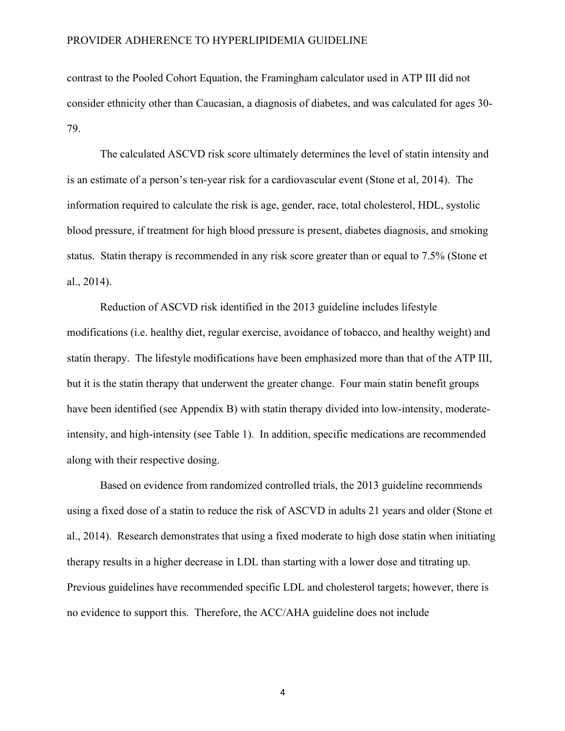contrast to the Pooled Cohort Equation, the Framingham calculator used in ATP III did not consider ethnicity other than Caucasian, a diagnosis of diabetes, and was calculated for ages 30-79.

The calculated ASCVD risk score ultimately determines the level of statin intensity and is an estimate of a person's ten-year risk for a cardiovascular event (Stone et al, 2014). The information required to calculate the risk is age, gender, race, total cholesterol, HDL, systolic blood pressure, if treatment for high blood pressure is present, diabetes diagnosis, and smoking status. Statin therapy is recommended in any risk score greater than or equal to 7.5% (Stone et al., 2014).

Reduction of ASCVD risk identified in the 2013 guideline includes lifestyle modifications (i.e. healthy diet, regular exercise, avoidance of tobacco, and healthy weight) and statin therapy. The lifestyle modifications have been emphasized more than that of the ATP III, but it is the statin therapy that underwent the greater change. Four main statin benefit groups have been identified (see Appendix B) with statin therapy divided into low-intensity, moderate-intensity, and high-intensity (see Table 1). In addition, specific medications are recommended along with their respective dosing.

Based on evidence from randomized controlled trials, the 2013 guideline recommends using a fixed dose of a statin to reduce the risk of ASCVD in adults 21 years and older (Stone et al., 2014). Research demonstrates that using a fixed moderate to high dose statin when initiating therapy results in a higher decrease in LDL than starting with a lower dose and titrating up. Previous guidelines have recommended specific LDL and cholesterol targets; however, there is no evidence to support this. Therefore, the ACC/AHA guideline does not include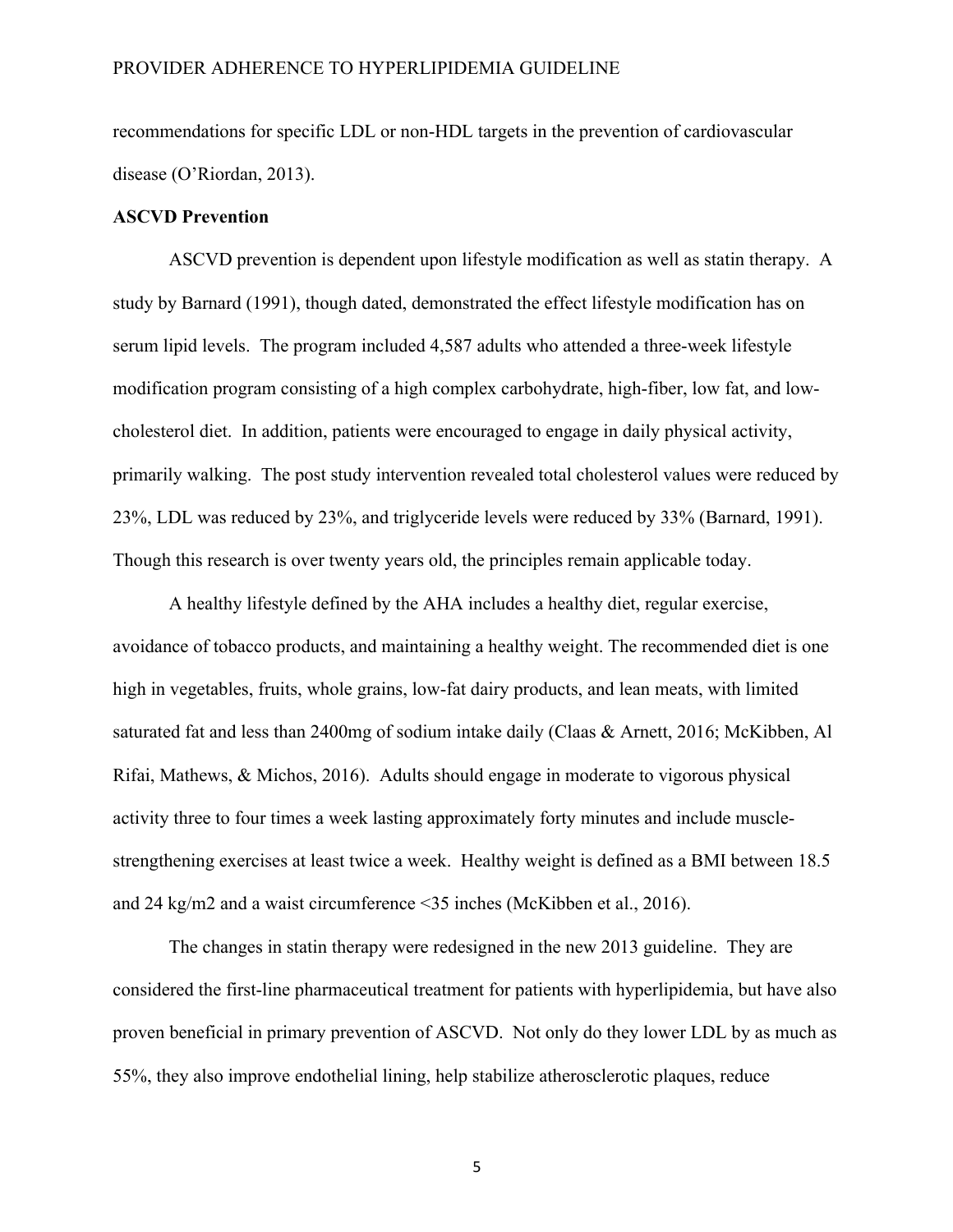recommendations for specific LDL or non-HDL targets in the prevention of cardiovascular disease (O'Riordan, 2013).

**ASCVD Prevention**

ASCVD prevention is dependent upon lifestyle modification as well as statin therapy. A study by Barnard (1991), though dated, demonstrated the effect lifestyle modification has on serum lipid levels. The program included 4,587 adults who attended a three-week lifestyle modification program consisting of a high complex carbohydrate, high-fiber, low fat, and low-cholesterol diet. In addition, patients were encouraged to engage in daily physical activity, primarily walking. The post study intervention revealed total cholesterol values were reduced by 23%, LDL was reduced by 23%, and triglyceride levels were reduced by 33% (Barnard, 1991). Though this research is over twenty years old, the principles remain applicable today.

A healthy lifestyle defined by the AHA includes a healthy diet, regular exercise, avoidance of tobacco products, and maintaining a healthy weight. The recommended diet is one high in vegetables, fruits, whole grains, low-fat dairy products, and lean meats, with limited saturated fat and less than 2400mg of sodium intake daily (Claas & Arnett, 2016; McKibben, Al Rifai, Mathews, & Michos, 2016). Adults should engage in moderate to vigorous physical activity three to four times a week lasting approximately forty minutes and include muscle-strengthening exercises at least twice a week. Healthy weight is defined as a BMI between 18.5 and 24 kg/m2 and a waist circumference <35 inches (McKibben et al., 2016).

The changes in statin therapy were redesigned in the new 2013 guideline. They are considered the first-line pharmaceutical treatment for patients with hyperlipidemia, but have also proven beneficial in primary prevention of ASCVD. Not only do they lower LDL by as much as 55%, they also improve endothelial lining, help stabilize atherosclerotic plaques, reduce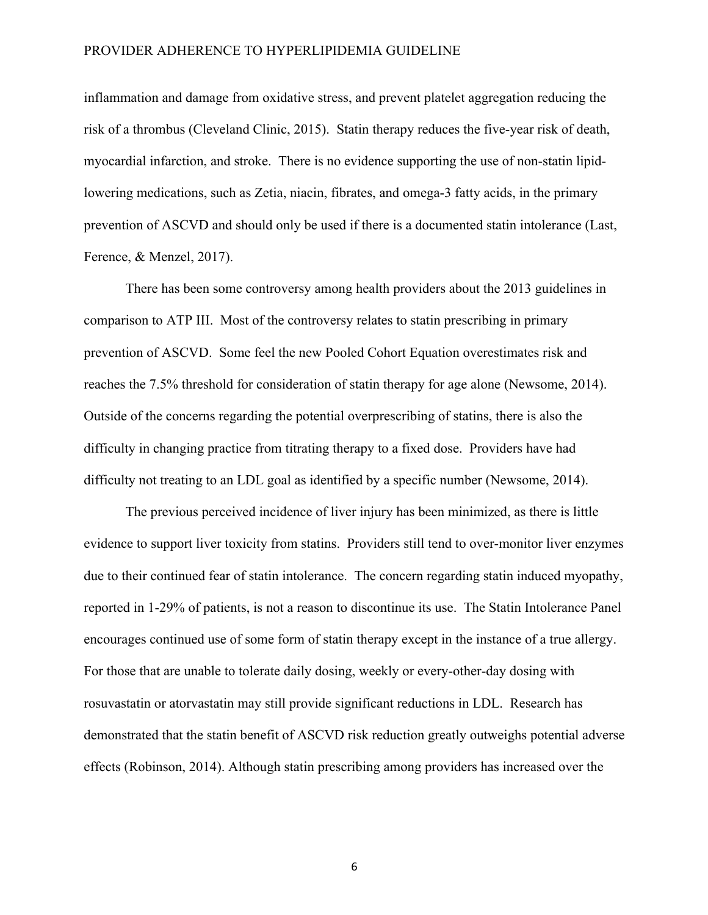inflammation and damage from oxidative stress, and prevent platelet aggregation reducing the risk of a thrombus (Cleveland Clinic, 2015). Statin therapy reduces the five-year risk of death, myocardial infarction, and stroke. There is no evidence supporting the use of non-statin lipid-lowering medications, such as Zetia, niacin, fibrates, and omega-3 fatty acids, in the primary prevention of ASCVD and should only be used if there is a documented statin intolerance (Last, Ference, & Menzel, 2017).

There has been some controversy among health providers about the 2013 guidelines in comparison to ATP III. Most of the controversy relates to statin prescribing in primary prevention of ASCVD. Some feel the new Pooled Cohort Equation overestimates risk and reaches the 7.5% threshold for consideration of statin therapy for age alone (Newsome, 2014). Outside of the concerns regarding the potential overprescribing of statins, there is also the difficulty in changing practice from titrating therapy to a fixed dose. Providers have had difficulty not treating to an LDL goal as identified by a specific number (Newsome, 2014).

The previous perceived incidence of liver injury has been minimized, as there is little evidence to support liver toxicity from statins. Providers still tend to over-monitor liver enzymes due to their continued fear of statin intolerance. The concern regarding statin induced myopathy, reported in 1-29% of patients, is not a reason to discontinue its use. The Statin Intolerance Panel encourages continued use of some form of statin therapy except in the instance of a true allergy. For those that are unable to tolerate daily dosing, weekly or every-other-day dosing with rosuvastatin or atorvastatin may still provide significant reductions in LDL. Research has demonstrated that the statin benefit of ASCVD risk reduction greatly outweighs potential adverse effects (Robinson, 2014). Although statin prescribing among providers has increased over the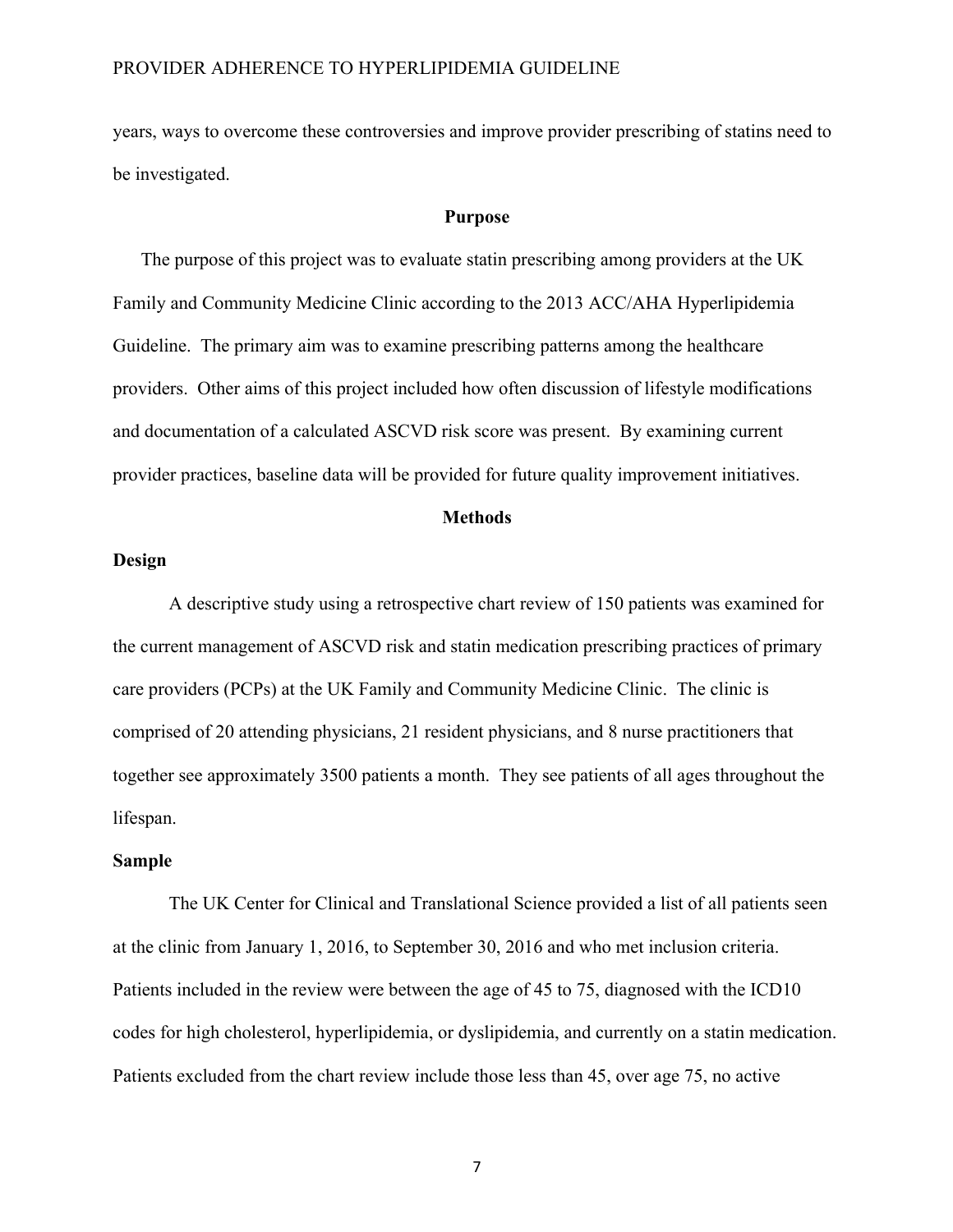years, ways to overcome these controversies and improve provider prescribing of statins need to be investigated.

## Purpose

The purpose of this project was to evaluate statin prescribing among providers at the UK Family and Community Medicine Clinic according to the 2013 ACC/AHA Hyperlipidemia Guideline. The primary aim was to examine prescribing patterns among the healthcare providers. Other aims of this project included how often discussion of lifestyle modifications and documentation of a calculated ASCVD risk score was present. By examining current provider practices, baseline data will be provided for future quality improvement initiatives.

## Methods

### Design

A descriptive study using a retrospective chart review of 150 patients was examined for the current management of ASCVD risk and statin medication prescribing practices of primary care providers (PCPs) at the UK Family and Community Medicine Clinic. The clinic is comprised of 20 attending physicians, 21 resident physicians, and 8 nurse practitioners that together see approximately 3500 patients a month. They see patients of all ages throughout the lifespan.

### Sample

The UK Center for Clinical and Translational Science provided a list of all patients seen at the clinic from January 1, 2016, to September 30, 2016 and who met inclusion criteria. Patients included in the review were between the age of 45 to 75, diagnosed with the ICD10 codes for high cholesterol, hyperlipidemia, or dyslipidemia, and currently on a statin medication. Patients excluded from the chart review include those less than 45, over age 75, no active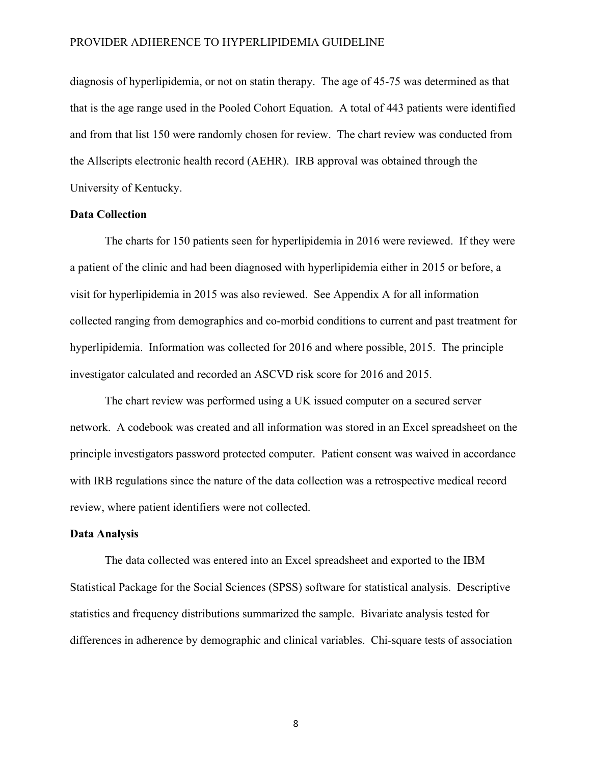diagnosis of hyperlipidemia, or not on statin therapy. The age of 45-75 was determined as that that is the age range used in the Pooled Cohort Equation. A total of 443 patients were identified and from that list 150 were randomly chosen for review. The chart review was conducted from the Allscripts electronic health record (AEHR). IRB approval was obtained through the University of Kentucky.

**Data Collection**

The charts for 150 patients seen for hyperlipidemia in 2016 were reviewed. If they were a patient of the clinic and had been diagnosed with hyperlipidemia either in 2015 or before, a visit for hyperlipidemia in 2015 was also reviewed. See Appendix A for all information collected ranging from demographics and co-morbid conditions to current and past treatment for hyperlipidemia. Information was collected for 2016 and where possible, 2015. The principle investigator calculated and recorded an ASCVD risk score for 2016 and 2015.

The chart review was performed using a UK issued computer on a secured server network. A codebook was created and all information was stored in an Excel spreadsheet on the principle investigators password protected computer. Patient consent was waived in accordance with IRB regulations since the nature of the data collection was a retrospective medical record review, where patient identifiers were not collected.

**Data Analysis**

The data collected was entered into an Excel spreadsheet and exported to the IBM Statistical Package for the Social Sciences (SPSS) software for statistical analysis. Descriptive statistics and frequency distributions summarized the sample. Bivariate analysis tested for differences in adherence by demographic and clinical variables. Chi-square tests of association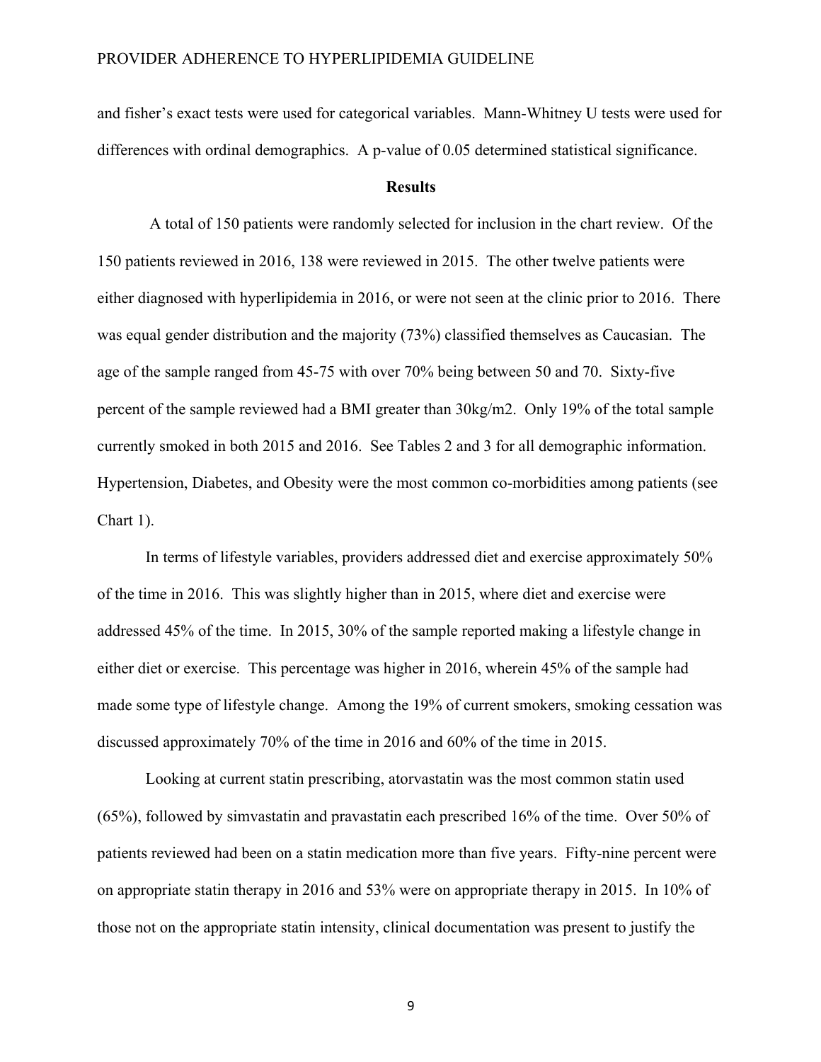and fisher's exact tests were used for categorical variables. Mann-Whitney U tests were used for differences with ordinal demographics. A p-value of 0.05 determined statistical significance.

## Results

A total of 150 patients were randomly selected for inclusion in the chart review. Of the 150 patients reviewed in 2016, 138 were reviewed in 2015. The other twelve patients were either diagnosed with hyperlipidemia in 2016, or were not seen at the clinic prior to 2016. There was equal gender distribution and the majority (73%) classified themselves as Caucasian. The age of the sample ranged from 45-75 with over 70% being between 50 and 70. Sixty-five percent of the sample reviewed had a BMI greater than 30kg/m2. Only 19% of the total sample currently smoked in both 2015 and 2016. See Tables 2 and 3 for all demographic information. Hypertension, Diabetes, and Obesity were the most common co-morbidities among patients (see Chart 1).

In terms of lifestyle variables, providers addressed diet and exercise approximately 50% of the time in 2016. This was slightly higher than in 2015, where diet and exercise were addressed 45% of the time. In 2015, 30% of the sample reported making a lifestyle change in either diet or exercise. This percentage was higher in 2016, wherein 45% of the sample had made some type of lifestyle change. Among the 19% of current smokers, smoking cessation was discussed approximately 70% of the time in 2016 and 60% of the time in 2015.

Looking at current statin prescribing, atorvastatin was the most common statin used (65%), followed by simvastatin and pravastatin each prescribed 16% of the time. Over 50% of patients reviewed had been on a statin medication more than five years. Fifty-nine percent were on appropriate statin therapy in 2016 and 53% were on appropriate therapy in 2015. In 10% of those not on the appropriate statin intensity, clinical documentation was present to justify the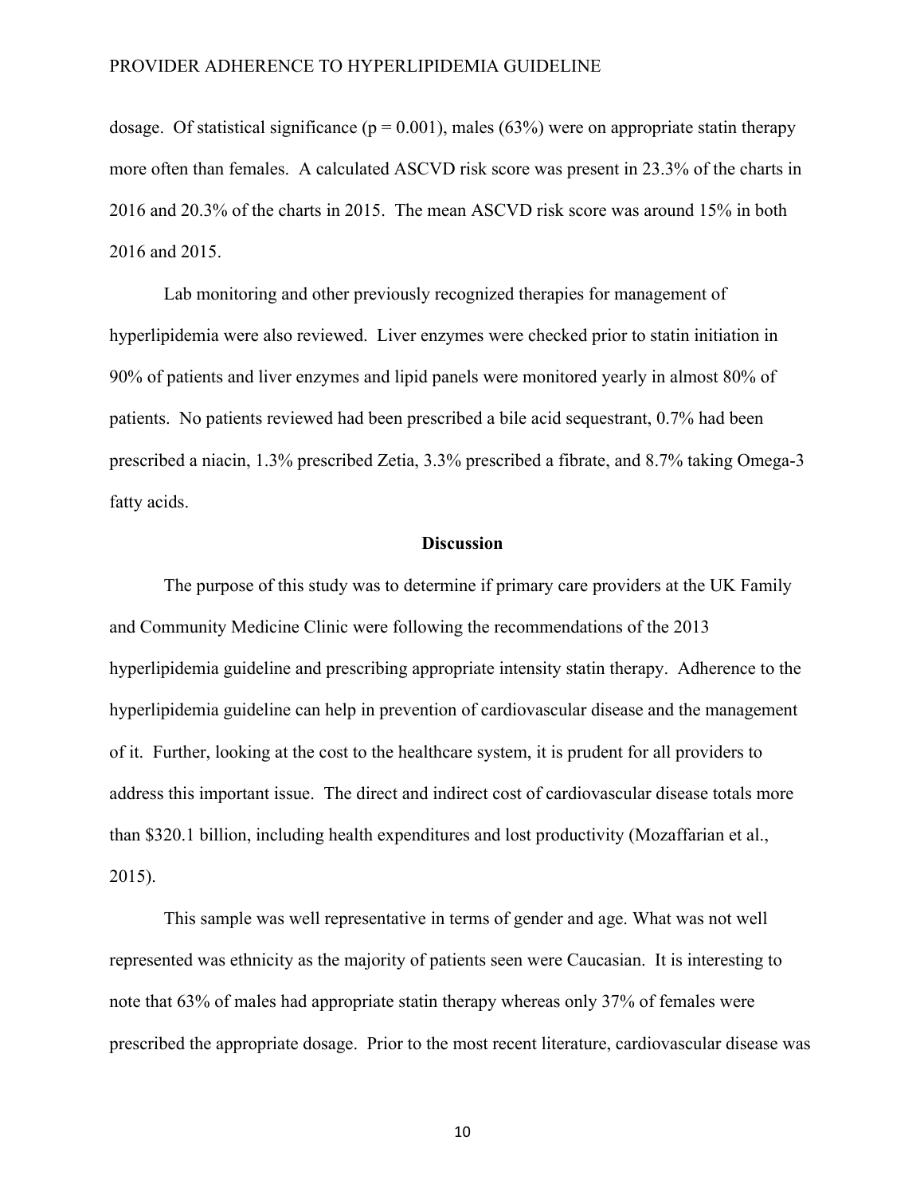dosage. Of statistical significance ($p = 0.001$), males (63%) were on appropriate statin therapy more often than females. A calculated ASCVD risk score was present in 23.3% of the charts in 2016 and 20.3% of the charts in 2015. The mean ASCVD risk score was around 15% in both 2016 and 2015.

Lab monitoring and other previously recognized therapies for management of hyperlipidemia were also reviewed. Liver enzymes were checked prior to statin initiation in 90% of patients and liver enzymes and lipid panels were monitored yearly in almost 80% of patients. No patients reviewed had been prescribed a bile acid sequestrant, 0.7% had been prescribed a niacin, 1.3% prescribed Zetia, 3.3% prescribed a fibrate, and 8.7% taking Omega-3 fatty acids.

## Discussion

The purpose of this study was to determine if primary care providers at the UK Family and Community Medicine Clinic were following the recommendations of the 2013 hyperlipidemia guideline and prescribing appropriate intensity statin therapy. Adherence to the hyperlipidemia guideline can help in prevention of cardiovascular disease and the management of it. Further, looking at the cost to the healthcare system, it is prudent for all providers to address this important issue. The direct and indirect cost of cardiovascular disease totals more than $320.1 billion, including health expenditures and lost productivity (Mozaffarian et al., 2015).

This sample was well representative in terms of gender and age. What was not well represented was ethnicity as the majority of patients seen were Caucasian. It is interesting to note that 63% of males had appropriate statin therapy whereas only 37% of females were prescribed the appropriate dosage. Prior to the most recent literature, cardiovascular disease was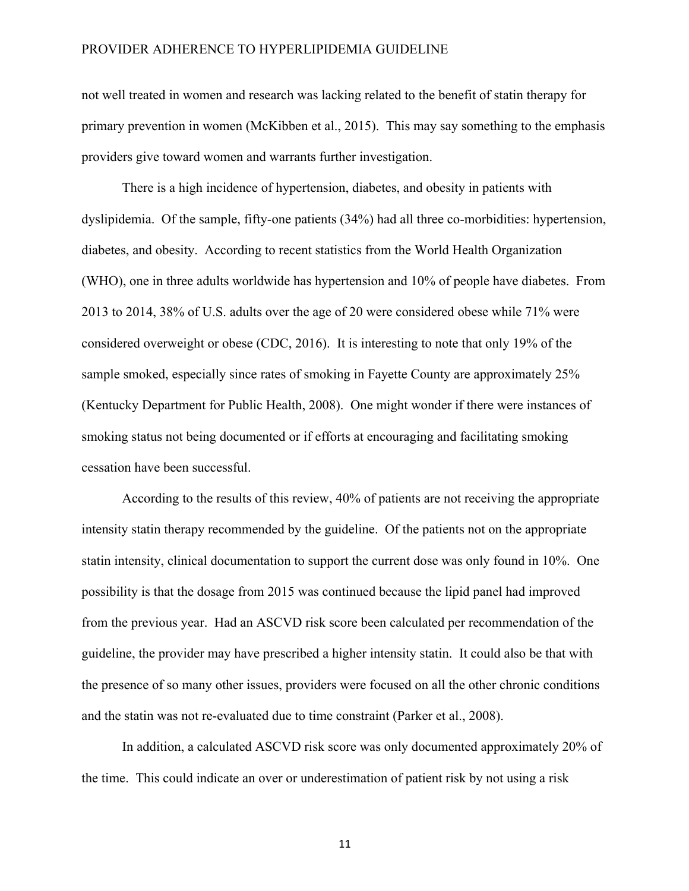not well treated in women and research was lacking related to the benefit of statin therapy for primary prevention in women (McKibben et al., 2015). This may say something to the emphasis providers give toward women and warrants further investigation.

There is a high incidence of hypertension, diabetes, and obesity in patients with dyslipidemia. Of the sample, fifty-one patients (34%) had all three co-morbidities: hypertension, diabetes, and obesity. According to recent statistics from the World Health Organization (WHO), one in three adults worldwide has hypertension and 10% of people have diabetes. From 2013 to 2014, 38% of U.S. adults over the age of 20 were considered obese while 71% were considered overweight or obese (CDC, 2016). It is interesting to note that only 19% of the sample smoked, especially since rates of smoking in Fayette County are approximately 25% (Kentucky Department for Public Health, 2008). One might wonder if there were instances of smoking status not being documented or if efforts at encouraging and facilitating smoking cessation have been successful.

According to the results of this review, 40% of patients are not receiving the appropriate intensity statin therapy recommended by the guideline. Of the patients not on the appropriate statin intensity, clinical documentation to support the current dose was only found in 10%. One possibility is that the dosage from 2015 was continued because the lipid panel had improved from the previous year. Had an ASCVD risk score been calculated per recommendation of the guideline, the provider may have prescribed a higher intensity statin. It could also be that with the presence of so many other issues, providers were focused on all the other chronic conditions and the statin was not re-evaluated due to time constraint (Parker et al., 2008).

In addition, a calculated ASCVD risk score was only documented approximately 20% of the time. This could indicate an over or underestimation of patient risk by not using a risk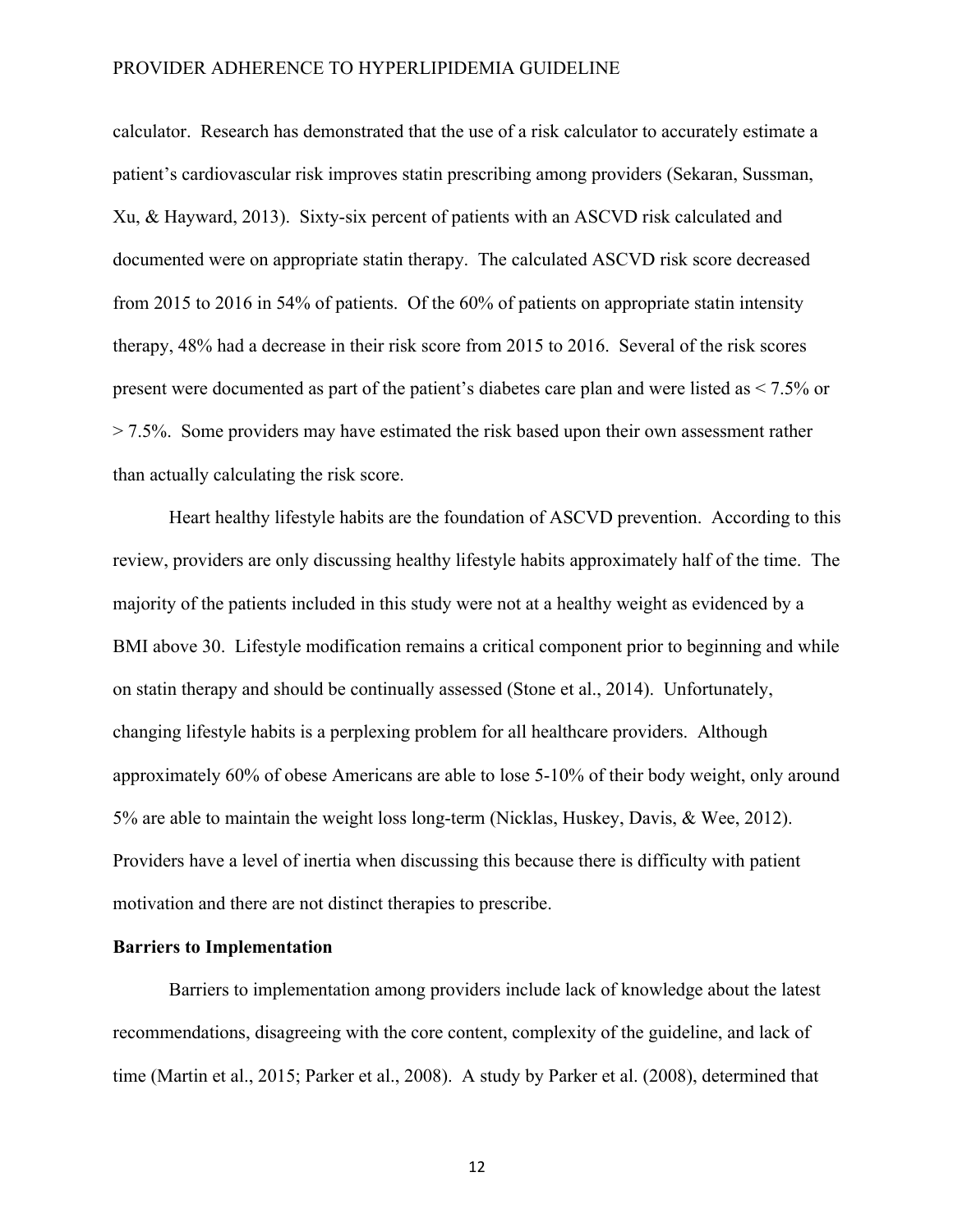calculator. Research has demonstrated that the use of a risk calculator to accurately estimate a patient's cardiovascular risk improves statin prescribing among providers (Sekaran, Sussman, Xu, & Hayward, 2013). Sixty-six percent of patients with an ASCVD risk calculated and documented were on appropriate statin therapy. The calculated ASCVD risk score decreased from 2015 to 2016 in 54% of patients. Of the 60% of patients on appropriate statin intensity therapy, 48% had a decrease in their risk score from 2015 to 2016. Several of the risk scores present were documented as part of the patient's diabetes care plan and were listed as < 7.5% or > 7.5%. Some providers may have estimated the risk based upon their own assessment rather than actually calculating the risk score.

Heart healthy lifestyle habits are the foundation of ASCVD prevention. According to this review, providers are only discussing healthy lifestyle habits approximately half of the time. The majority of the patients included in this study were not at a healthy weight as evidenced by a BMI above 30. Lifestyle modification remains a critical component prior to beginning and while on statin therapy and should be continually assessed (Stone et al., 2014). Unfortunately, changing lifestyle habits is a perplexing problem for all healthcare providers. Although approximately 60% of obese Americans are able to lose 5-10% of their body weight, only around 5% are able to maintain the weight loss long-term (Nicklas, Huskey, Davis, & Wee, 2012). Providers have a level of inertia when discussing this because there is difficulty with patient motivation and there are not distinct therapies to prescribe.

**Barriers to Implementation**

Barriers to implementation among providers include lack of knowledge about the latest recommendations, disagreeing with the core content, complexity of the guideline, and lack of time (Martin et al., 2015; Parker et al., 2008). A study by Parker et al. (2008), determined that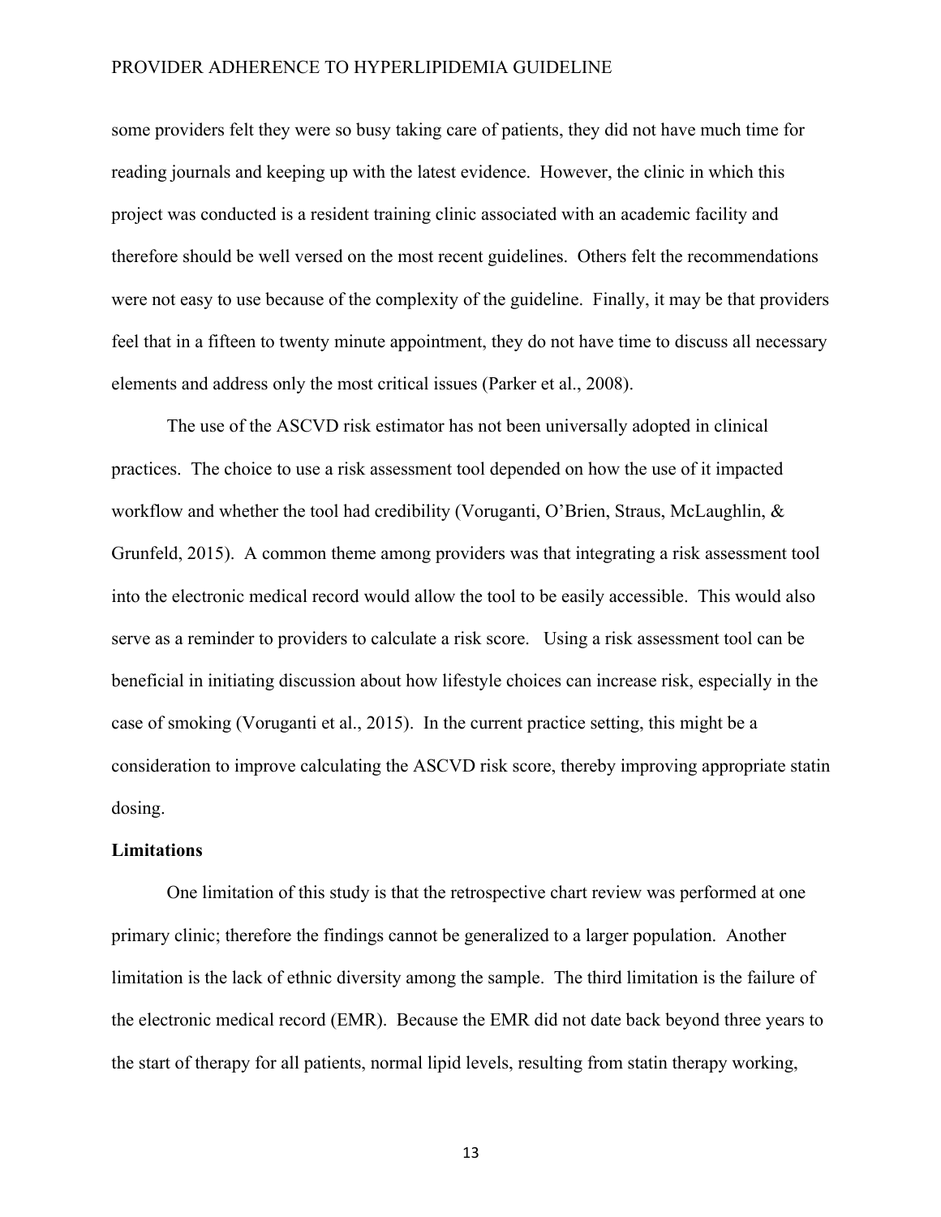some providers felt they were so busy taking care of patients, they did not have much time for reading journals and keeping up with the latest evidence. However, the clinic in which this project was conducted is a resident training clinic associated with an academic facility and therefore should be well versed on the most recent guidelines. Others felt the recommendations were not easy to use because of the complexity of the guideline. Finally, it may be that providers feel that in a fifteen to twenty minute appointment, they do not have time to discuss all necessary elements and address only the most critical issues (Parker et al., 2008).

The use of the ASCVD risk estimator has not been universally adopted in clinical practices. The choice to use a risk assessment tool depended on how the use of it impacted workflow and whether the tool had credibility (Voruganti, O'Brien, Straus, McLaughlin, & Grunfeld, 2015). A common theme among providers was that integrating a risk assessment tool into the electronic medical record would allow the tool to be easily accessible. This would also serve as a reminder to providers to calculate a risk score. Using a risk assessment tool can be beneficial in initiating discussion about how lifestyle choices can increase risk, especially in the case of smoking (Voruganti et al., 2015). In the current practice setting, this might be a consideration to improve calculating the ASCVD risk score, thereby improving appropriate statin dosing.

**Limitations**

One limitation of this study is that the retrospective chart review was performed at one primary clinic; therefore the findings cannot be generalized to a larger population. Another limitation is the lack of ethnic diversity among the sample. The third limitation is the failure of the electronic medical record (EMR). Because the EMR did not date back beyond three years to the start of therapy for all patients, normal lipid levels, resulting from statin therapy working,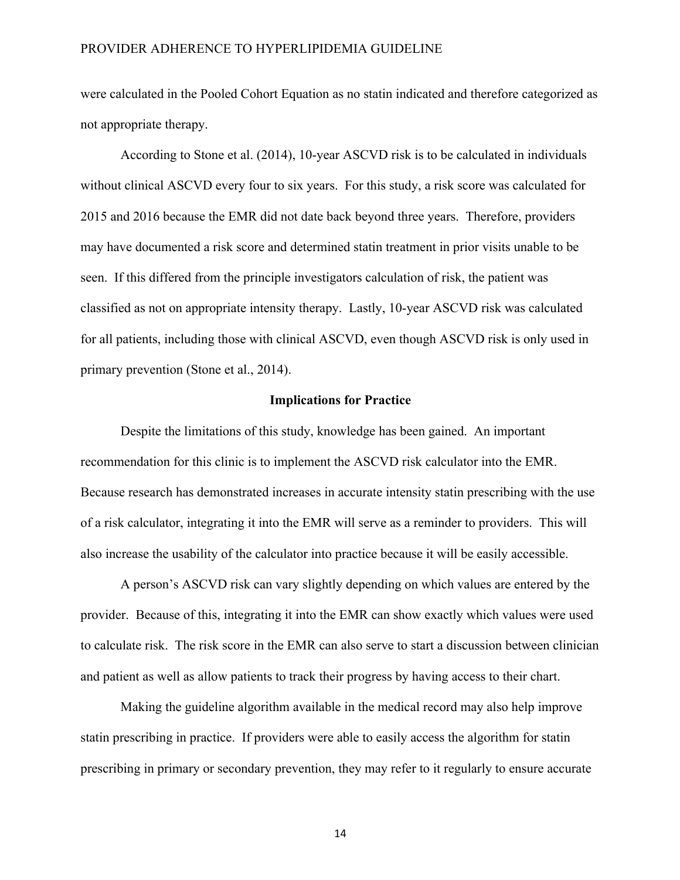were calculated in the Pooled Cohort Equation as no statin indicated and therefore categorized as not appropriate therapy.

According to Stone et al. (2014), 10-year ASCVD risk is to be calculated in individuals without clinical ASCVD every four to six years. For this study, a risk score was calculated for 2015 and 2016 because the EMR did not date back beyond three years. Therefore, providers may have documented a risk score and determined statin treatment in prior visits unable to be seen. If this differed from the principle investigators calculation of risk, the patient was classified as not on appropriate intensity therapy. Lastly, 10-year ASCVD risk was calculated for all patients, including those with clinical ASCVD, even though ASCVD risk is only used in primary prevention (Stone et al., 2014).

## Implications for Practice

Despite the limitations of this study, knowledge has been gained. An important recommendation for this clinic is to implement the ASCVD risk calculator into the EMR. Because research has demonstrated increases in accurate intensity statin prescribing with the use of a risk calculator, integrating it into the EMR will serve as a reminder to providers. This will also increase the usability of the calculator into practice because it will be easily accessible.

A person's ASCVD risk can vary slightly depending on which values are entered by the provider. Because of this, integrating it into the EMR can show exactly which values were used to calculate risk. The risk score in the EMR can also serve to start a discussion between clinician and patient as well as allow patients to track their progress by having access to their chart.

Making the guideline algorithm available in the medical record may also help improve statin prescribing in practice. If providers were able to easily access the algorithm for statin prescribing in primary or secondary prevention, they may refer to it regularly to ensure accurate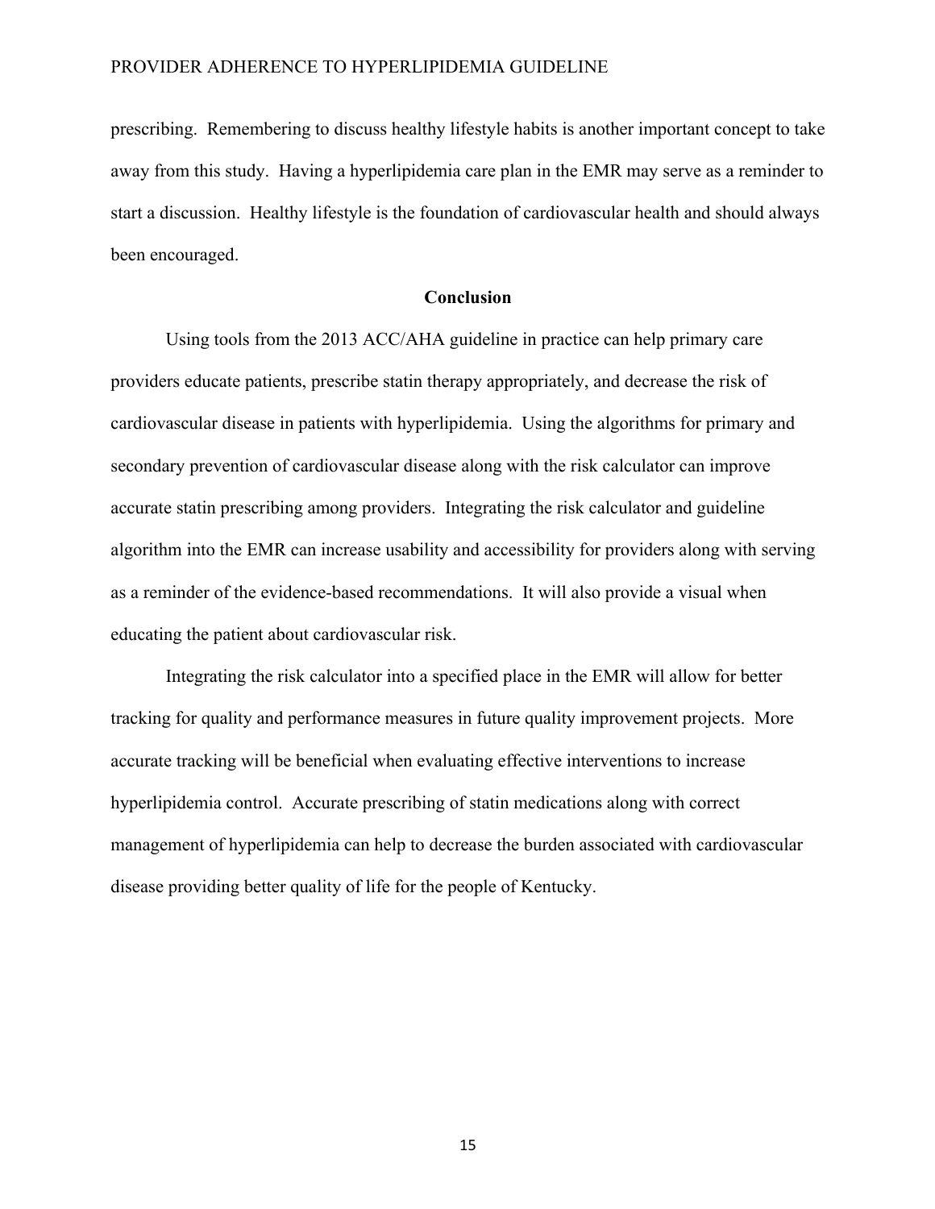prescribing. Remembering to discuss healthy lifestyle habits is another important concept to take away from this study. Having a hyperlipidemia care plan in the EMR may serve as a reminder to start a discussion. Healthy lifestyle is the foundation of cardiovascular health and should always been encouraged.

## Conclusion

Using tools from the 2013 ACC/AHA guideline in practice can help primary care providers educate patients, prescribe statin therapy appropriately, and decrease the risk of cardiovascular disease in patients with hyperlipidemia. Using the algorithms for primary and secondary prevention of cardiovascular disease along with the risk calculator can improve accurate statin prescribing among providers. Integrating the risk calculator and guideline algorithm into the EMR can increase usability and accessibility for providers along with serving as a reminder of the evidence-based recommendations. It will also provide a visual when educating the patient about cardiovascular risk.

Integrating the risk calculator into a specified place in the EMR will allow for better tracking for quality and performance measures in future quality improvement projects. More accurate tracking will be beneficial when evaluating effective interventions to increase hyperlipidemia control. Accurate prescribing of statin medications along with correct management of hyperlipidemia can help to decrease the burden associated with cardiovascular disease providing better quality of life for the people of Kentucky.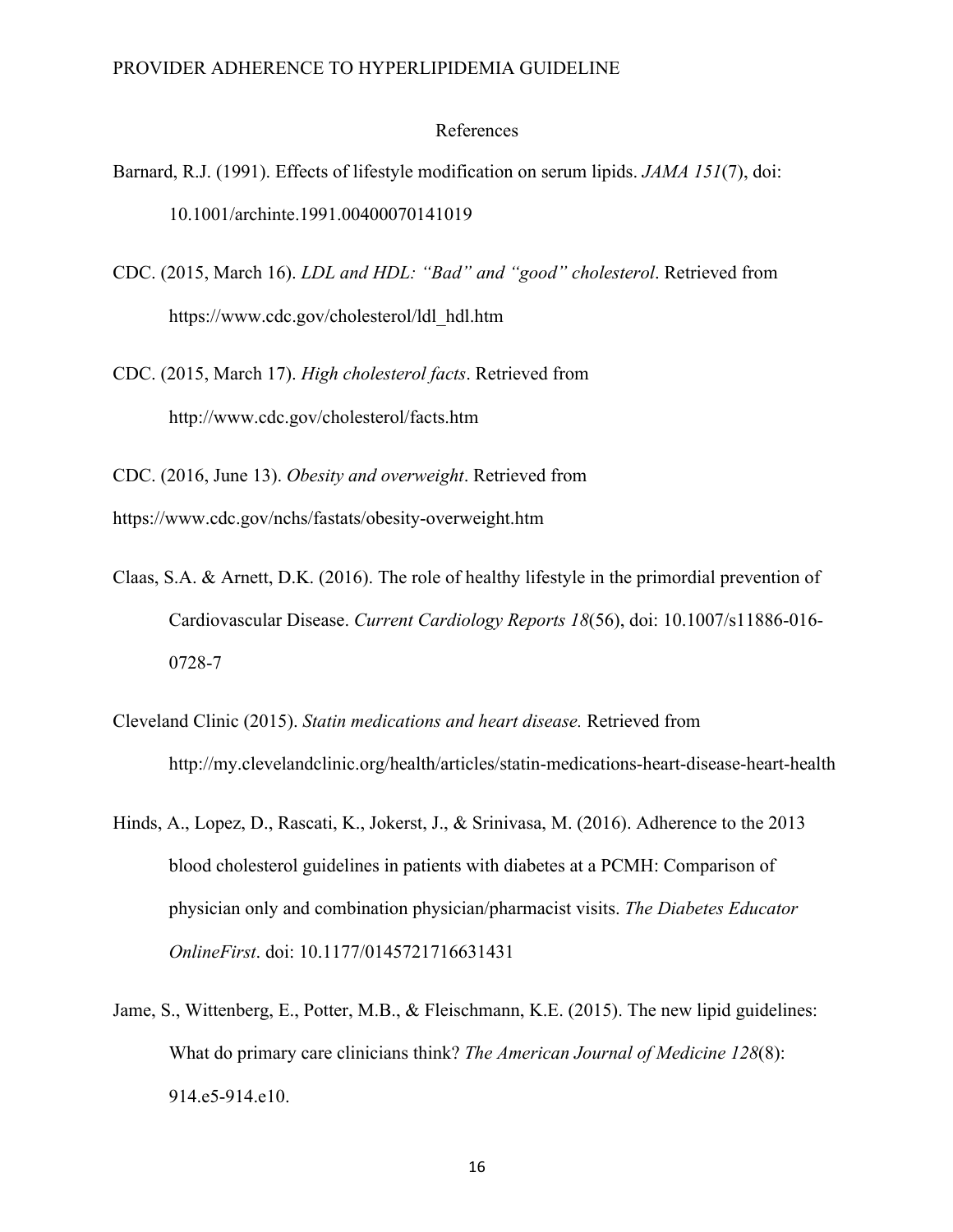# References

Barnard, R.J. (1991). Effects of lifestyle modification on serum lipids. *JAMA 151*(7), doi: 10.1001/archinte.1991.00400070141019

CDC. (2015, March 16). *LDL and HDL: "Bad" and "good" cholesterol*. Retrieved from https://www.cdc.gov/cholesterol/ldl_hdl.htm

CDC. (2015, March 17). *High cholesterol facts*. Retrieved from http://www.cdc.gov/cholesterol/facts.htm

CDC. (2016, June 13). *Obesity and overweight*. Retrieved from https://www.cdc.gov/nchs/fastats/obesity-overweight.htm

Claas, S.A. & Arnett, D.K. (2016). The role of healthy lifestyle in the primordial prevention of Cardiovascular Disease. *Current Cardiology Reports 18*(56), doi: 10.1007/s11886-016-0728-7

Cleveland Clinic (2015). *Statin medications and heart disease.* Retrieved from http://my.clevelandclinic.org/health/articles/statin-medications-heart-disease-heart-health

Hinds, A., Lopez, D., Rascati, K., Jokerst, J., & Srinivasa, M. (2016). Adherence to the 2013 blood cholesterol guidelines in patients with diabetes at a PCMH: Comparison of physician only and combination physician/pharmacist visits. *The Diabetes Educator OnlineFirst*. doi: 10.1177/0145721716631431

Jame, S., Wittenberg, E., Potter, M.B., & Fleischmann, K.E. (2015). The new lipid guidelines: What do primary care clinicians think? *The American Journal of Medicine 128*(8): 914.e5-914.e10.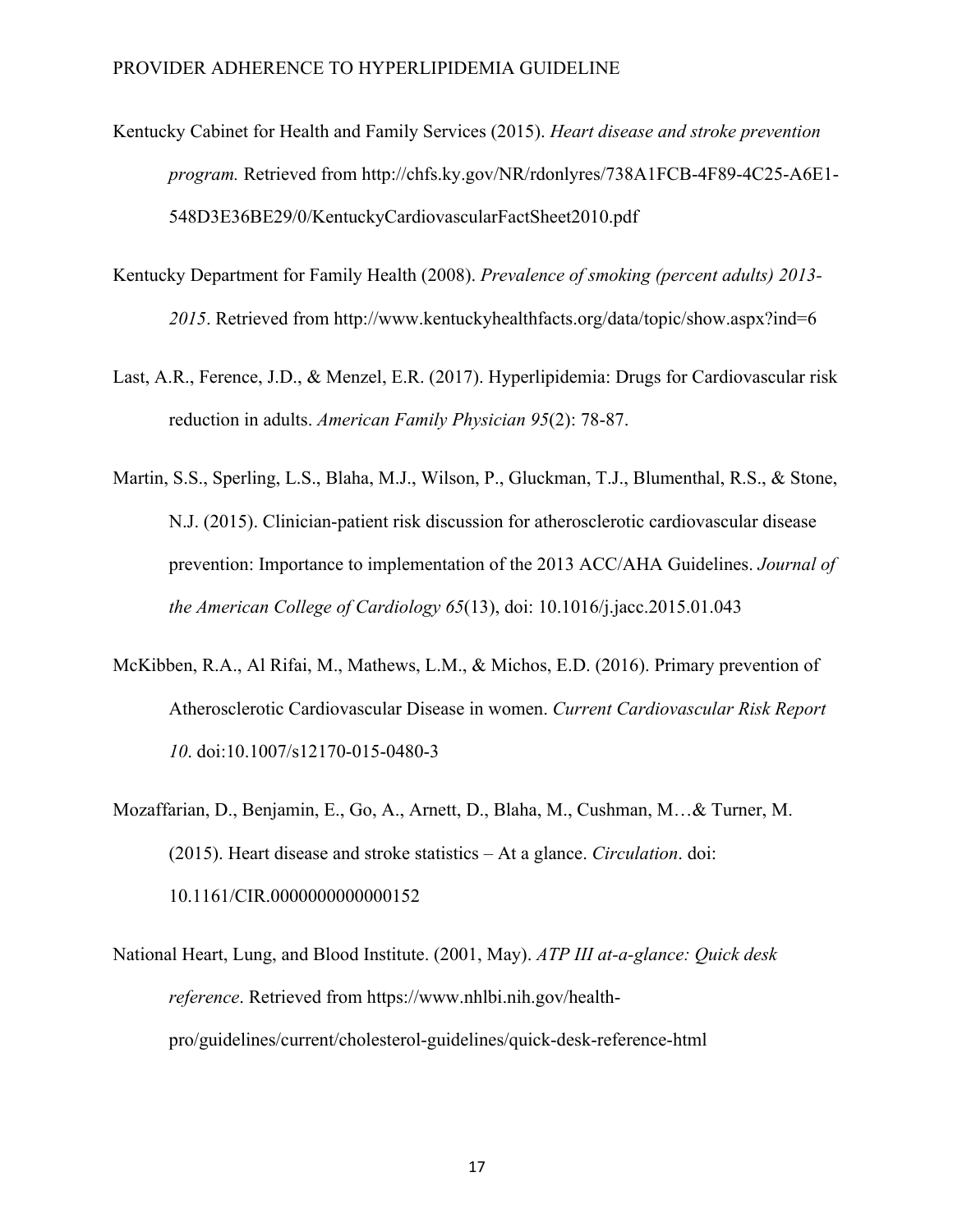Kentucky Cabinet for Health and Family Services (2015). *Heart disease and stroke prevention program.* Retrieved from http://chfs.ky.gov/NR/rdonlyres/738A1FCB-4F89-4C25-A6E1-548D3E36BE29/0/KentuckyCardiovascularFactSheet2010.pdf

Kentucky Department for Family Health (2008). *Prevalence of smoking (percent adults) 2013-2015*. Retrieved from http://www.kentuckyhealthfacts.org/data/topic/show.aspx?ind=6

Last, A.R., Ference, J.D., & Menzel, E.R. (2017). Hyperlipidemia: Drugs for Cardiovascular risk reduction in adults. *American Family Physician 95*(2): 78-87.

Martin, S.S., Sperling, L.S., Blaha, M.J., Wilson, P., Gluckman, T.J., Blumenthal, R.S., & Stone, N.J. (2015). Clinician-patient risk discussion for atherosclerotic cardiovascular disease prevention: Importance to implementation of the 2013 ACC/AHA Guidelines. *Journal of the American College of Cardiology 65*(13), doi: 10.1016/j.jacc.2015.01.043

McKibben, R.A., Al Rifai, M., Mathews, L.M., & Michos, E.D. (2016). Primary prevention of Atherosclerotic Cardiovascular Disease in women. *Current Cardiovascular Risk Report 10*. doi:10.1007/s12170-015-0480-3

Mozaffarian, D., Benjamin, E., Go, A., Arnett, D., Blaha, M., Cushman, M…& Turner, M. (2015). Heart disease and stroke statistics – At a glance. *Circulation*. doi: 10.1161/CIR.0000000000000152

National Heart, Lung, and Blood Institute. (2001, May). *ATP III at-a-glance: Quick desk reference*. Retrieved from https://www.nhlbi.nih.gov/health-pro/guidelines/current/cholesterol-guidelines/quick-desk-reference-html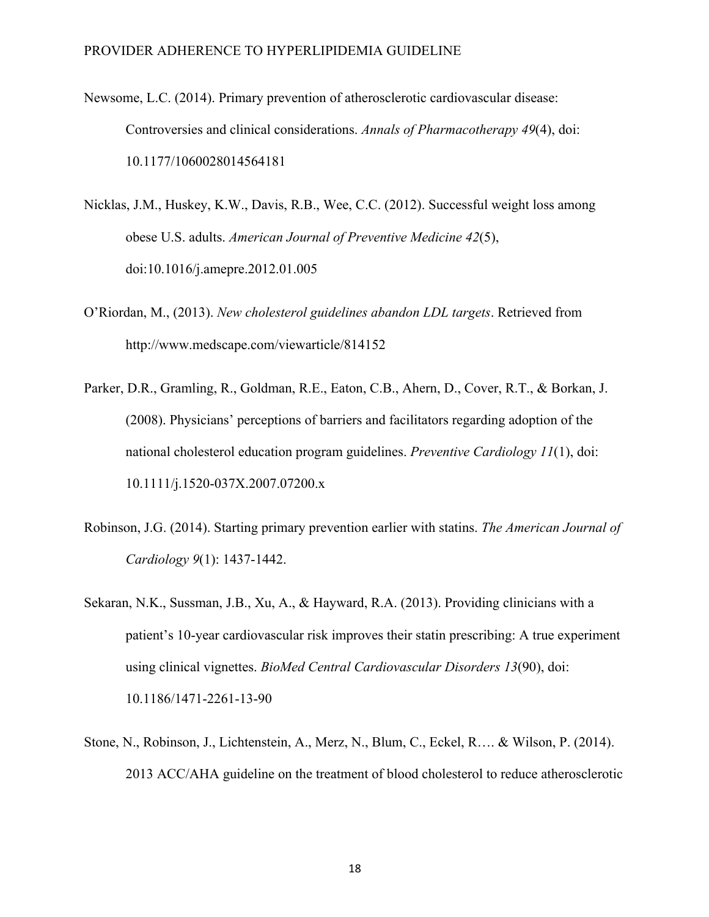Newsome, L.C. (2014). Primary prevention of atherosclerotic cardiovascular disease: Controversies and clinical considerations. *Annals of Pharmacotherapy 49*(4), doi: 10.1177/1060028014564181

Nicklas, J.M., Huskey, K.W., Davis, R.B., Wee, C.C. (2012). Successful weight loss among obese U.S. adults. *American Journal of Preventive Medicine 42*(5), doi:10.1016/j.amepre.2012.01.005

O'Riordan, M., (2013). *New cholesterol guidelines abandon LDL targets*. Retrieved from http://www.medscape.com/viewarticle/814152

Parker, D.R., Gramling, R., Goldman, R.E., Eaton, C.B., Ahern, D., Cover, R.T., & Borkan, J. (2008). Physicians' perceptions of barriers and facilitators regarding adoption of the national cholesterol education program guidelines. *Preventive Cardiology 11*(1), doi: 10.1111/j.1520-037X.2007.07200.x

Robinson, J.G. (2014). Starting primary prevention earlier with statins. *The American Journal of Cardiology 9*(1): 1437-1442.

Sekaran, N.K., Sussman, J.B., Xu, A., & Hayward, R.A. (2013). Providing clinicians with a patient's 10-year cardiovascular risk improves their statin prescribing: A true experiment using clinical vignettes. *BioMed Central Cardiovascular Disorders 13*(90), doi: 10.1186/1471-2261-13-90

Stone, N., Robinson, J., Lichtenstein, A., Merz, N., Blum, C., Eckel, R…. & Wilson, P. (2014). 2013 ACC/AHA guideline on the treatment of blood cholesterol to reduce atherosclerotic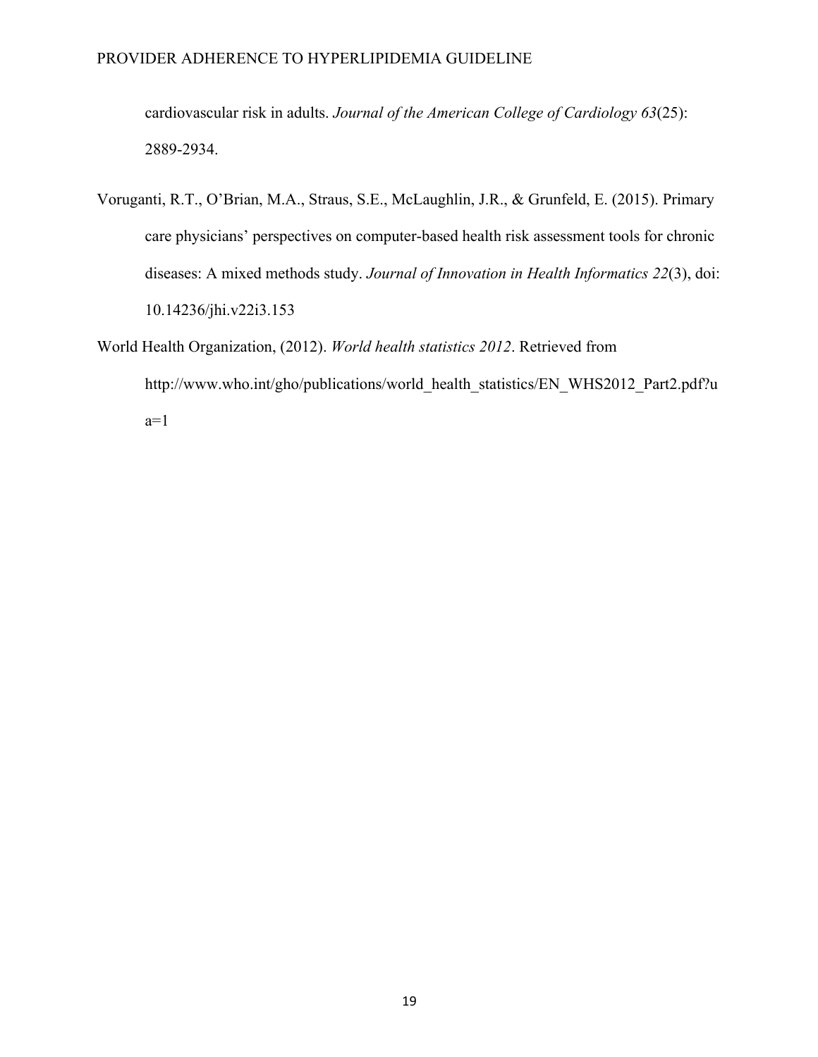cardiovascular risk in adults. *Journal of the American College of Cardiology 63*(25): 2889-2934.

Voruganti, R.T., O'Brian, M.A., Straus, S.E., McLaughlin, J.R., & Grunfeld, E. (2015). Primary care physicians' perspectives on computer-based health risk assessment tools for chronic diseases: A mixed methods study. *Journal of Innovation in Health Informatics 22*(3), doi: 10.14236/jhi.v22i3.153

World Health Organization, (2012). *World health statistics 2012*. Retrieved from http://www.who.int/gho/publications/world_health_statistics/EN_WHS2012_Part2.pdf?ua=1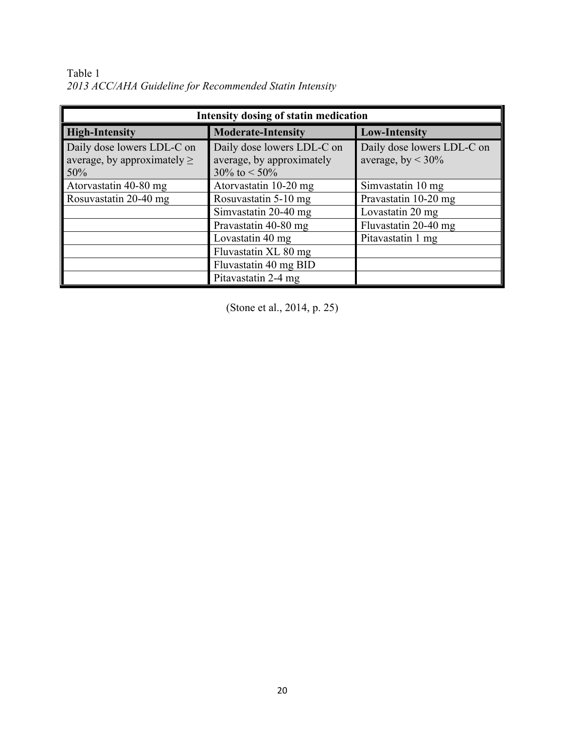Table 1

*2013 ACC/AHA Guideline for Recommended Statin Intensity*

| Intensity dosing of statin medication | | |
|---|---|---|
| **High-Intensity** | **Moderate-Intensity** | **Low-Intensity** |
| Daily dose lowers LDL-C on average, by approximately ≥ 50% | Daily dose lowers LDL-C on average, by approximately 30% to < 50% | Daily dose lowers LDL-C on average, by < 30% |
| Atorvastatin 40-80 mg | Atorvastatin 10-20 mg | Simvastatin 10 mg |
| Rosuvastatin 20-40 mg | Rosuvastatin 5-10 mg | Pravastatin 10-20 mg |
| | Simvastatin 20-40 mg | Lovastatin 20 mg |
| | Pravastatin 40-80 mg | Fluvastatin 20-40 mg |
| | Lovastatin 40 mg | Pitavastatin 1 mg |
| | Fluvastatin XL 80 mg | |
| | Fluvastatin 40 mg BID | |
| | Pitavastatin 2-4 mg | |

(Stone et al., 2014, p. 25)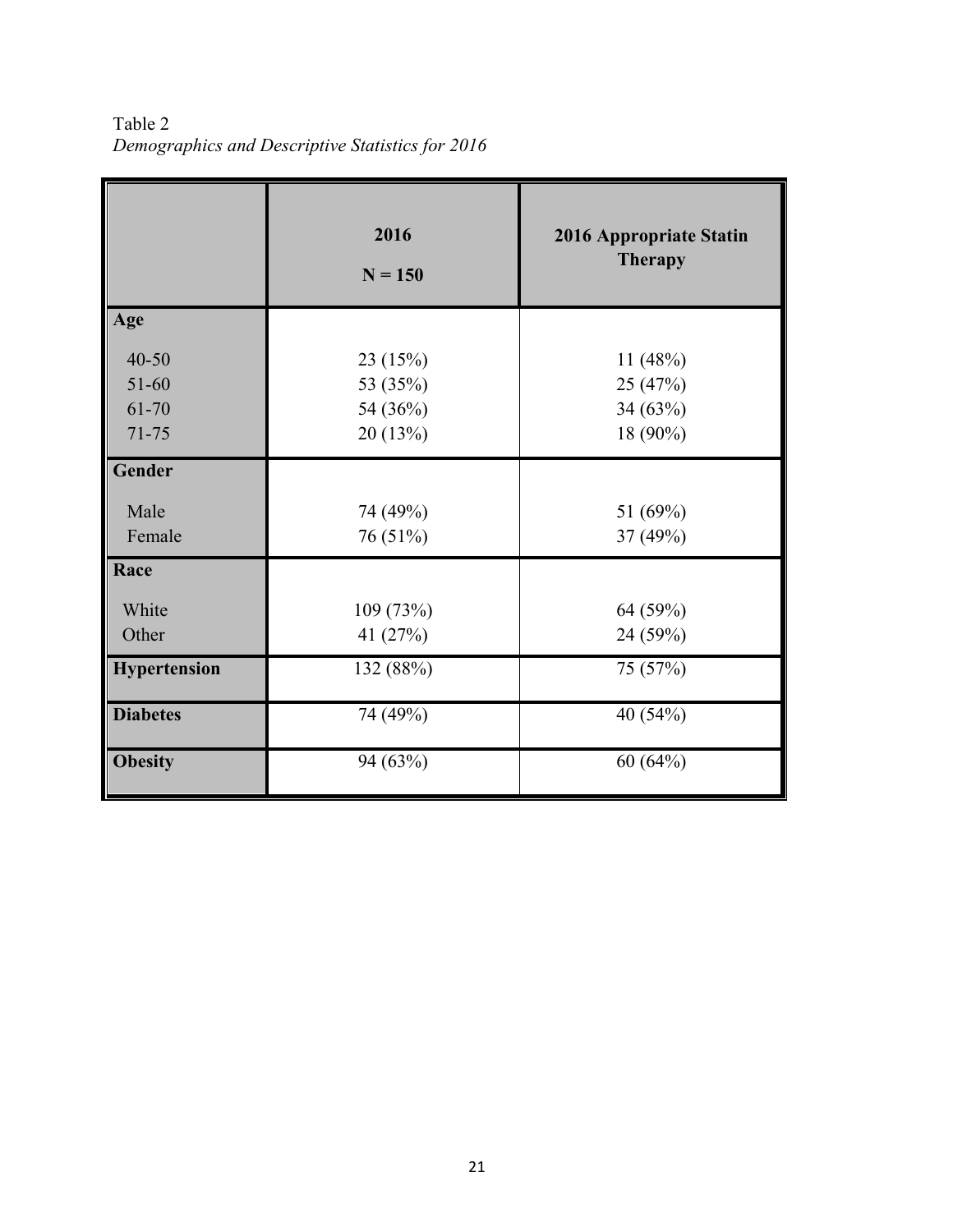Table 2

*Demographics and Descriptive Statistics for 2016*

| | 2016 N = 150 | 2016 Appropriate Statin Therapy |
|---|---|---|
| **Age** | | |
| 40-50 | 23 (15%) | 11 (48%) |
| 51-60 | 53 (35%) | 25 (47%) |
| 61-70 | 54 (36%) | 34 (63%) |
| 71-75 | 20 (13%) | 18 (90%) |
| **Gender** | | |
| Male | 74 (49%) | 51 (69%) |
| Female | 76 (51%) | 37 (49%) |
| **Race** | | |
| White | 109 (73%) | 64 (59%) |
| Other | 41 (27%) | 24 (59%) |
| **Hypertension** | 132 (88%) | 75 (57%) |
| **Diabetes** | 74 (49%) | 40 (54%) |
| **Obesity** | 94 (63%) | 60 (64%) |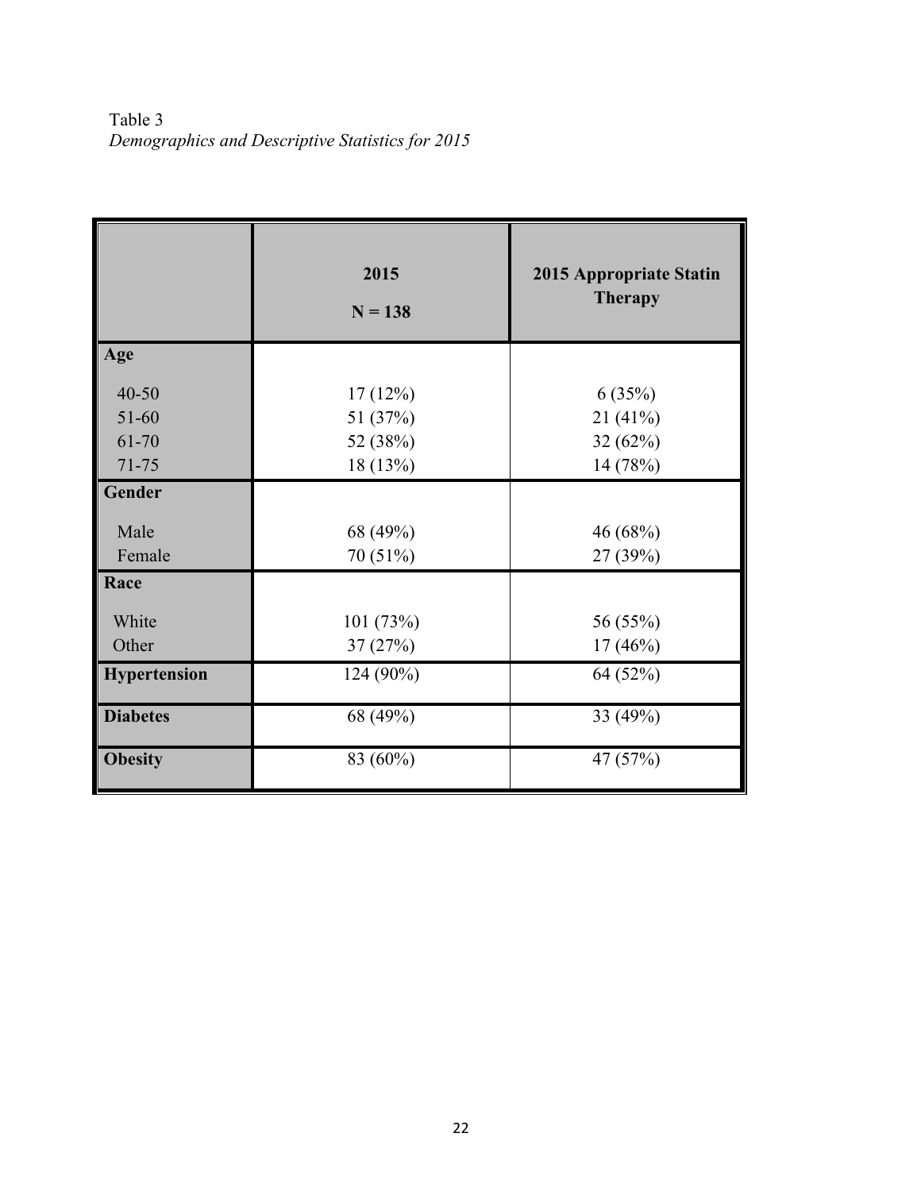Table 3
*Demographics and Descriptive Statistics for 2015*

| | 2015 N = 138 | 2015 Appropriate Statin Therapy |
|---|---|---|
| **Age** | | |
| 40-50 | 17 (12%) | 6 (35%) |
| 51-60 | 51 (37%) | 21 (41%) |
| 61-70 | 52 (38%) | 32 (62%) |
| 71-75 | 18 (13%) | 14 (78%) |
| **Gender** | | |
| Male | 68 (49%) | 46 (68%) |
| Female | 70 (51%) | 27 (39%) |
| **Race** | | |
| White | 101 (73%) | 56 (55%) |
| Other | 37 (27%) | 17 (46%) |
| **Hypertension** | 124 (90%) | 64 (52%) |
| **Diabetes** | 68 (49%) | 33 (49%) |
| **Obesity** | 83 (60%) | 47 (57%) |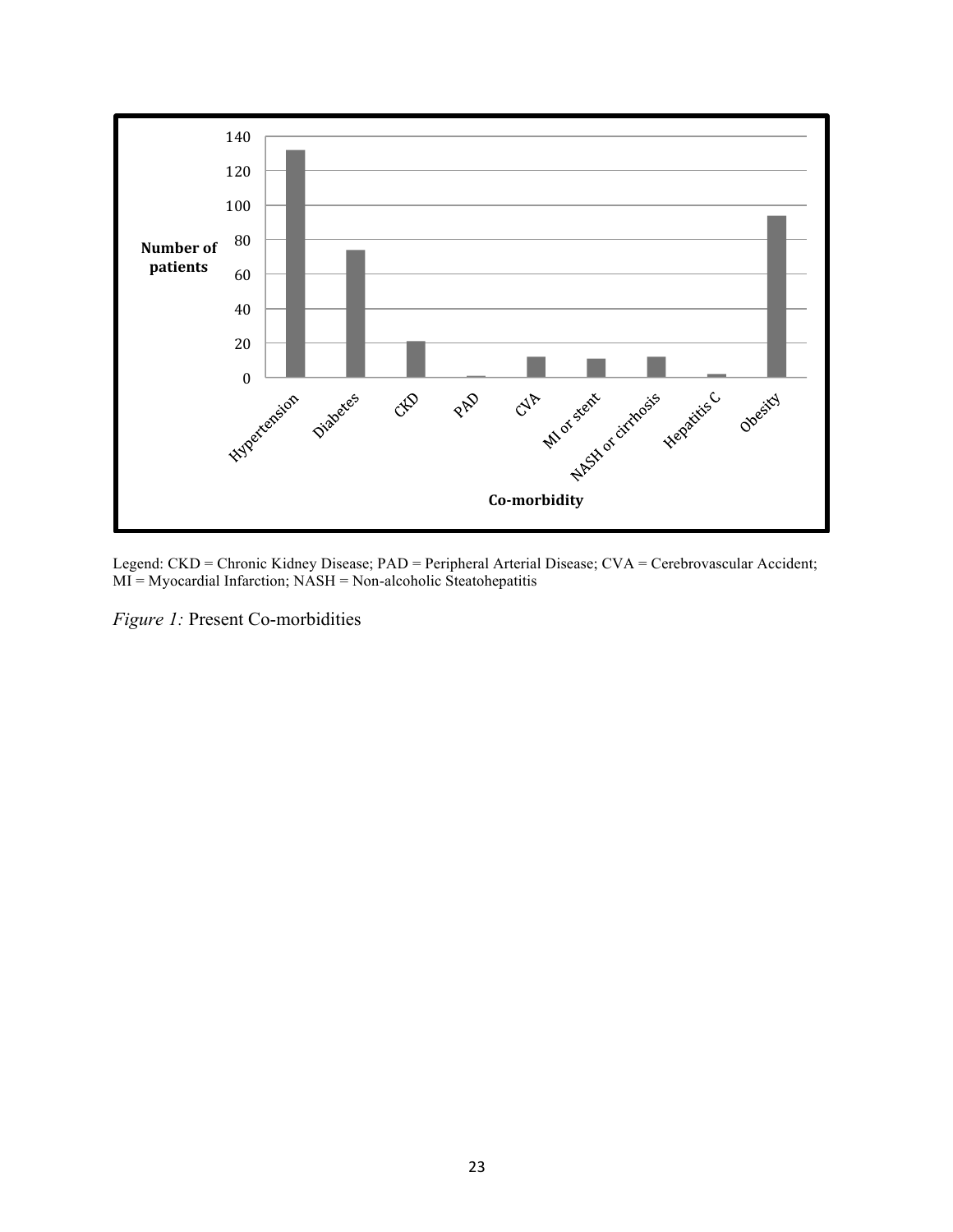Legend: CKD = Chronic Kidney Disease; PAD = Peripheral Arterial Disease; CVA = Cerebrovascular Accident; MI = Myocardial Infarction; NASH = Non-alcoholic Steatohepatitis

*Figure 1:* Present Co-morbidities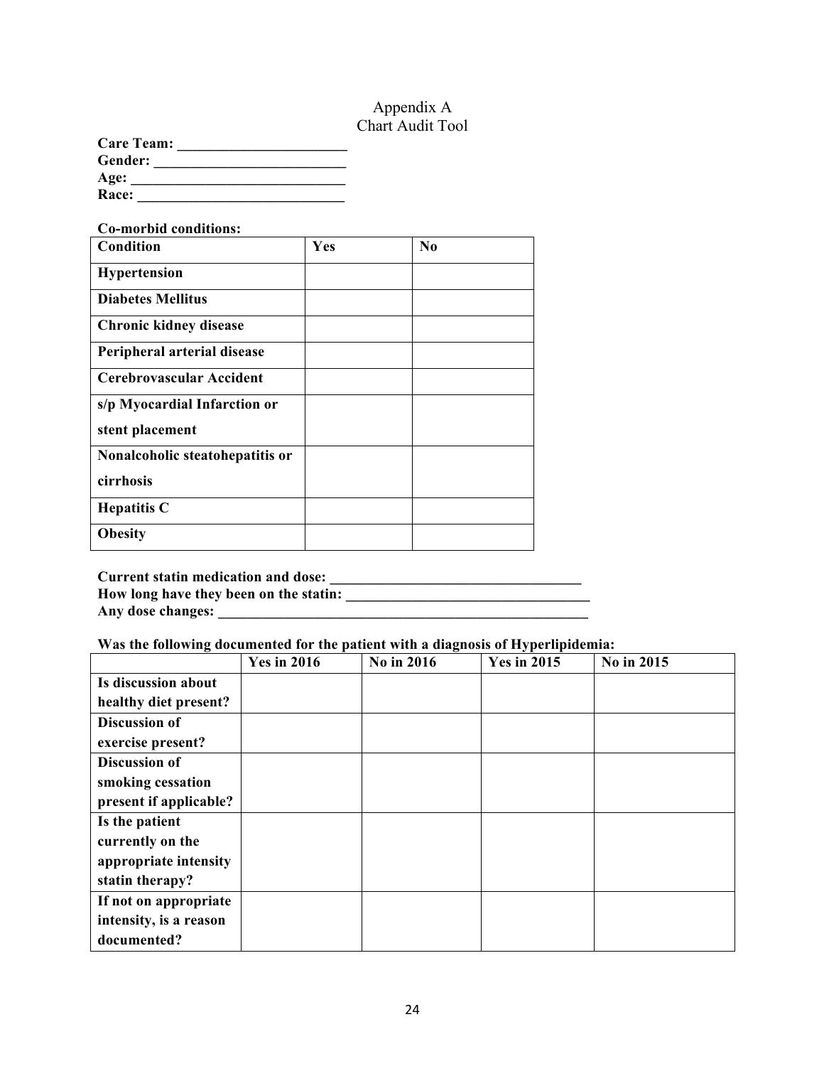# Appendix A
## Chart Audit Tool

**Care Team: ______________________**
**Gender: _________________________**
**Age: ____________________________**
**Race: ___________________________**

**Co-morbid conditions:**

| Condition | Yes | No |
|---|---|---|
| Hypertension | | |
| Diabetes Mellitus | | |
| Chronic kidney disease | | |
| Peripheral arterial disease | | |
| Cerebrovascular Accident | | |
| s/p Myocardial Infarction or stent placement | | |
| Nonalcoholic steatohepatitis or cirrhosis | | |
| Hepatitis C | | |
| Obesity | | |

**Current statin medication and dose: _________________________________**
**How long have they been on the statin: _______________________________**
**Any dose changes: ___________________________________________________**

**Was the following documented for the patient with a diagnosis of Hyperlipidemia:**

| | Yes in 2016 | No in 2016 | Yes in 2015 | No in 2015 |
|---|---|---|---|---|
| Is discussion about healthy diet present? | | | | |
| Discussion of exercise present? | | | | |
| Discussion of smoking cessation present if applicable? | | | | |
| Is the patient currently on the appropriate intensity statin therapy? | | | | |
| If not on appropriate intensity, is a reason documented? | | | | |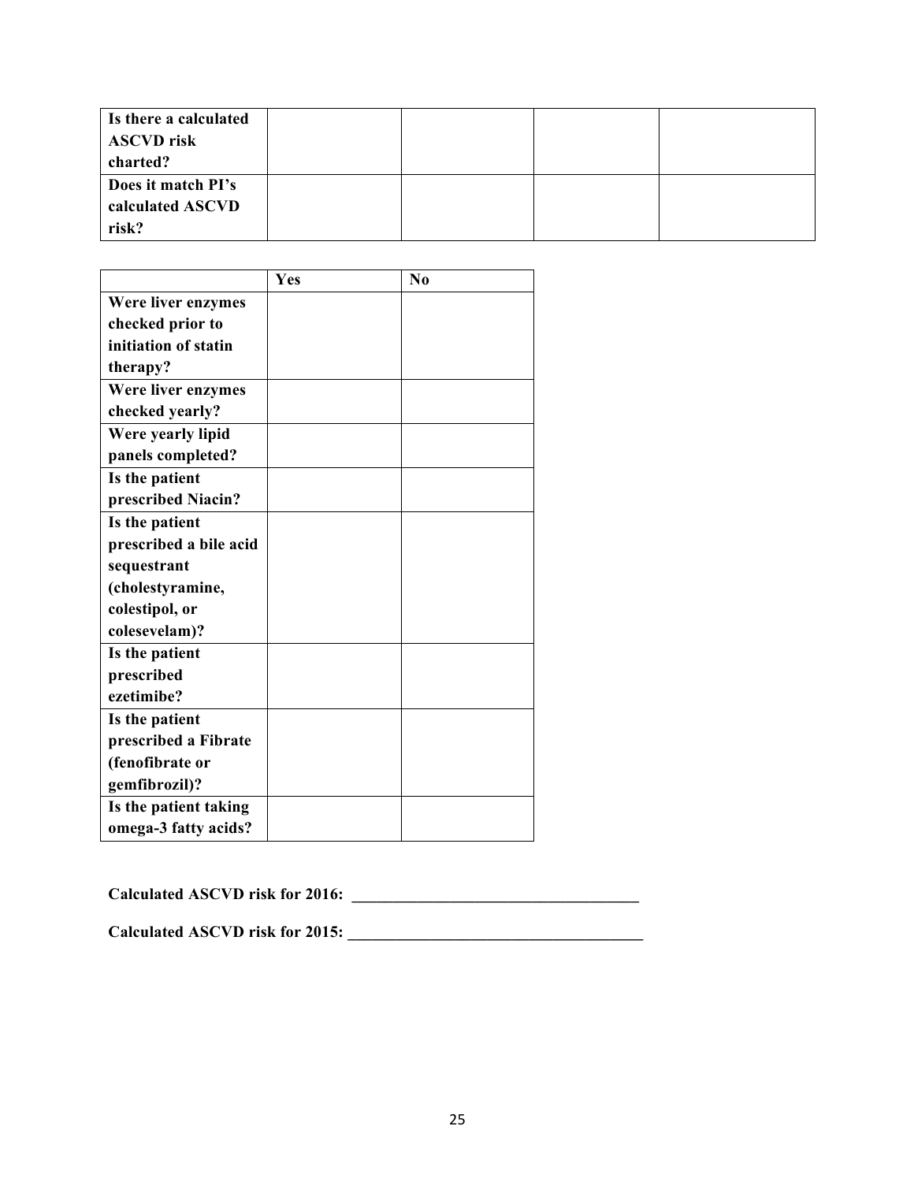| Is there a calculated ASCVD risk charted? | | | | |
|---|---|---|---|---|
| Does it match PI's calculated ASCVD risk? | | | | |

| | Yes | No |
|---|---|---|
| Were liver enzymes checked prior to initiation of statin therapy? | | |
| Were liver enzymes checked yearly? | | |
| Were yearly lipid panels completed? | | |
| Is the patient prescribed Niacin? | | |
| Is the patient prescribed a bile acid sequestrant (cholestyramine, colestipol, or colesevelam)? | | |
| Is the patient prescribed ezetimibe? | | |
| Is the patient prescribed a Fibrate (fenofibrate or gemfibrozil)? | | |
| Is the patient taking omega-3 fatty acids? | | |

**Calculated ASCVD risk for 2016: ___________________________________**

**Calculated ASCVD risk for 2015: ___________________________________**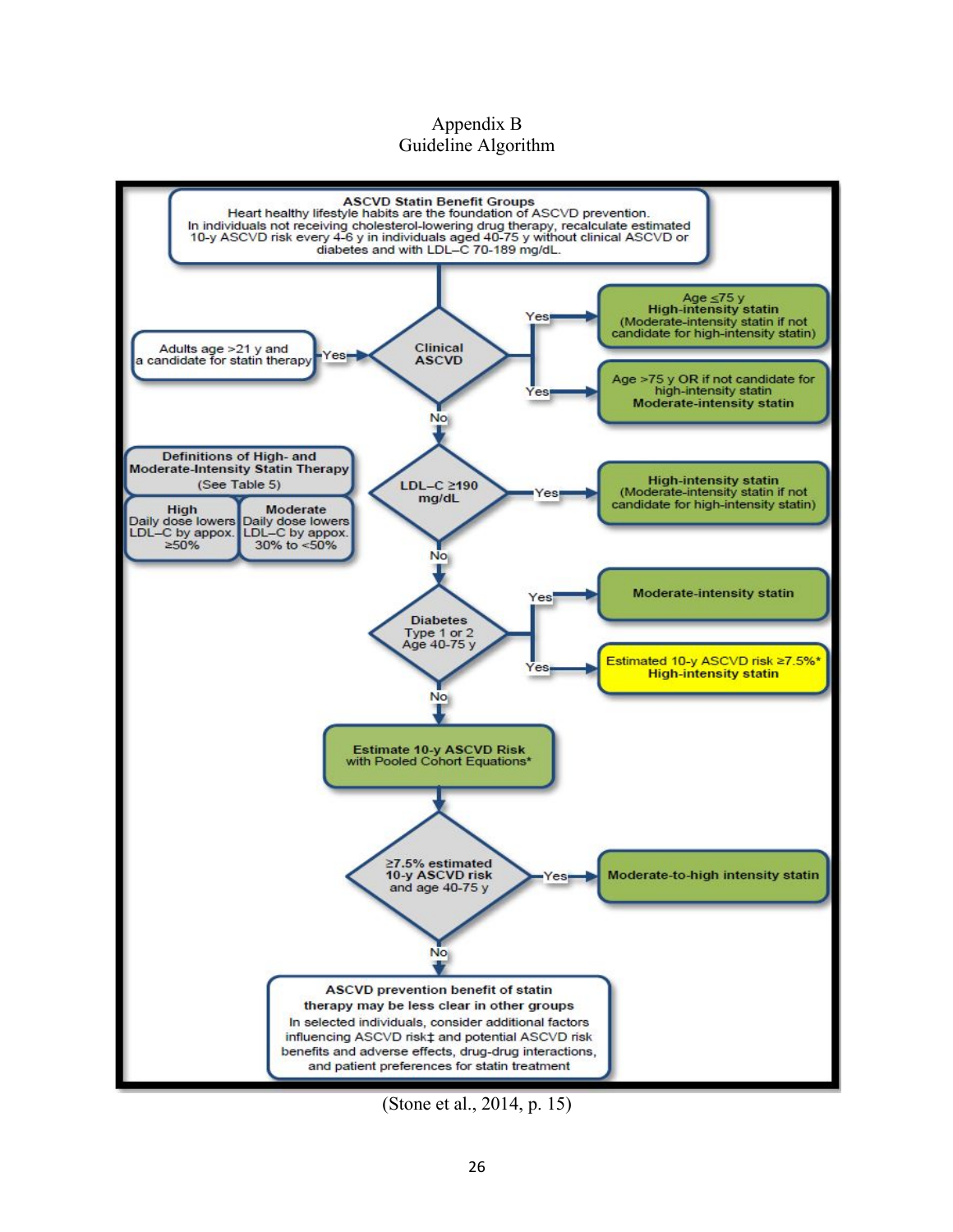# Appendix B
## Guideline Algorithm

**ASCVD Statin Benefit Groups**
Heart healthy lifestyle habits are the foundation of ASCVD prevention.
In individuals not receiving cholesterol-lowering drug therapy, recalculate estimated 10-y ASCVD risk every 4-6 y in individuals aged 40-75 y without clinical ASCVD or diabetes and with LDL–C 70-189 mg/dL.

Adults age >21 y and a candidate for statin therapy

Yes

Clinical ASCVD

Yes

Age ≤75 y
**High-intensity statin**
(Moderate-intensity statin if not candidate for high-intensity statin)

Yes

Age >75 y OR if not candidate for high-intensity statin
**Moderate-intensity statin**

No

**Definitions of High- and Moderate-Intensity Statin Therapy**
(See Table 5)

| High | Moderate |
|---|---|
| Daily dose lowers LDL–C by appox. ≥50% | Daily dose lowers LDL–C by appox. 30% to <50% |

LDL–C ≥190 mg/dL

Yes

**High-intensity statin**
(Moderate-intensity statin if not candidate for high-intensity statin)

No

Diabetes Type 1 or 2 Age 40-75 y

Yes

**Moderate-intensity statin**

Yes

Estimated 10-y ASCVD risk ≥7.5%*
**High-intensity statin**

No

**Estimate 10-y ASCVD Risk** with Pooled Cohort Equations*

≥7.5% estimated 10-y ASCVD risk and age 40-75 y

Yes

**Moderate-to-high intensity statin**

No

**ASCVD prevention benefit of statin therapy may be less clear in other groups**
In selected individuals, consider additional factors influencing ASCVD risk‡ and potential ASCVD risk benefits and adverse effects, drug-drug interactions, and patient preferences for statin treatment

(Stone et al., 2014, p. 15)